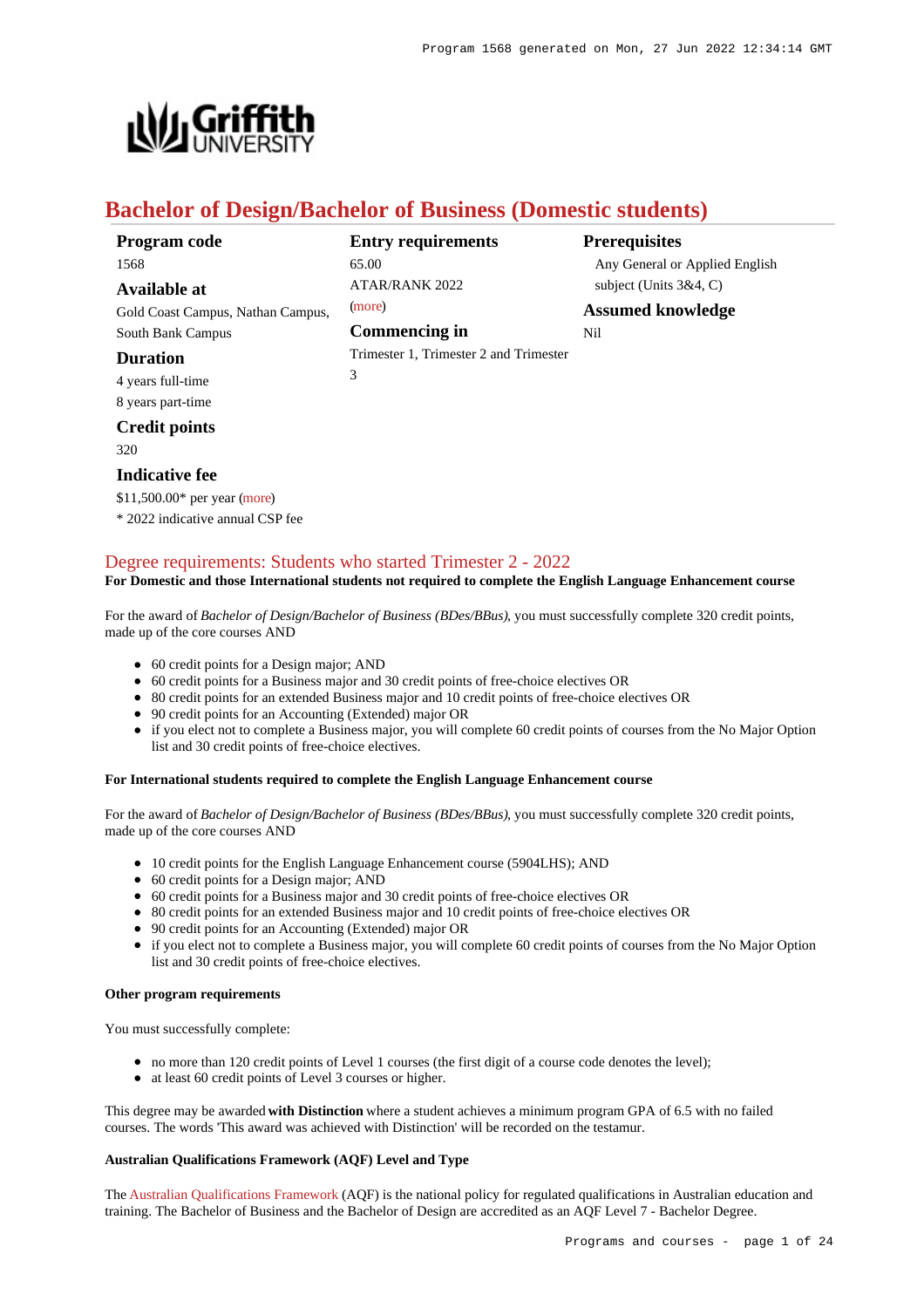# Bachelor of Design/Bachelor of Business (Domestic students)

**Program code**
1568

**Available at**
Gold Coast Campus, Nathan Campus, South Bank Campus

**Duration**
4 years full-time
8 years part-time

**Credit points**
320

**Indicative fee**
$11,500.00* per year (more)
* 2022 indicative annual CSP fee

**Entry requirements**
65.00
ATAR/RANK 2022
(more)

**Commencing in**
Trimester 1, Trimester 2 and Trimester 3

**Prerequisites**
Any General or Applied English subject (Units 3&4, C)

**Assumed knowledge**
Nil

## Degree requirements: Students who started Trimester 2 - 2022

**For Domestic and those International students not required to complete the English Language Enhancement course**

For the award of *Bachelor of Design/Bachelor of Business (BDes/BBus)*, you must successfully complete 320 credit points, made up of the core courses AND

- 60 credit points for a Design major; AND
- 60 credit points for a Business major and 30 credit points of free-choice electives OR
- 80 credit points for an extended Business major and 10 credit points of free-choice electives OR
- 90 credit points for an Accounting (Extended) major OR
- if you elect not to complete a Business major, you will complete 60 credit points of courses from the No Major Option list and 30 credit points of free-choice electives.

**For International students required to complete the English Language Enhancement course**

For the award of *Bachelor of Design/Bachelor of Business (BDes/BBus)*, you must successfully complete 320 credit points, made up of the core courses AND

- 10 credit points for the English Language Enhancement course (5904LHS); AND
- 60 credit points for a Design major; AND
- 60 credit points for a Business major and 30 credit points of free-choice electives OR
- 80 credit points for an extended Business major and 10 credit points of free-choice electives OR
- 90 credit points for an Accounting (Extended) major OR
- if you elect not to complete a Business major, you will complete 60 credit points of courses from the No Major Option list and 30 credit points of free-choice electives.

**Other program requirements**

You must successfully complete:

- no more than 120 credit points of Level 1 courses (the first digit of a course code denotes the level);
- at least 60 credit points of Level 3 courses or higher.

This degree may be awarded **with Distinction** where a student achieves a minimum program GPA of 6.5 with no failed courses. The words 'This award was achieved with Distinction' will be recorded on the testamur.

**Australian Qualifications Framework (AQF) Level and Type**

The Australian Qualifications Framework (AQF) is the national policy for regulated qualifications in Australian education and training. The Bachelor of Business and the Bachelor of Design are accredited as an AQF Level 7 - Bachelor Degree.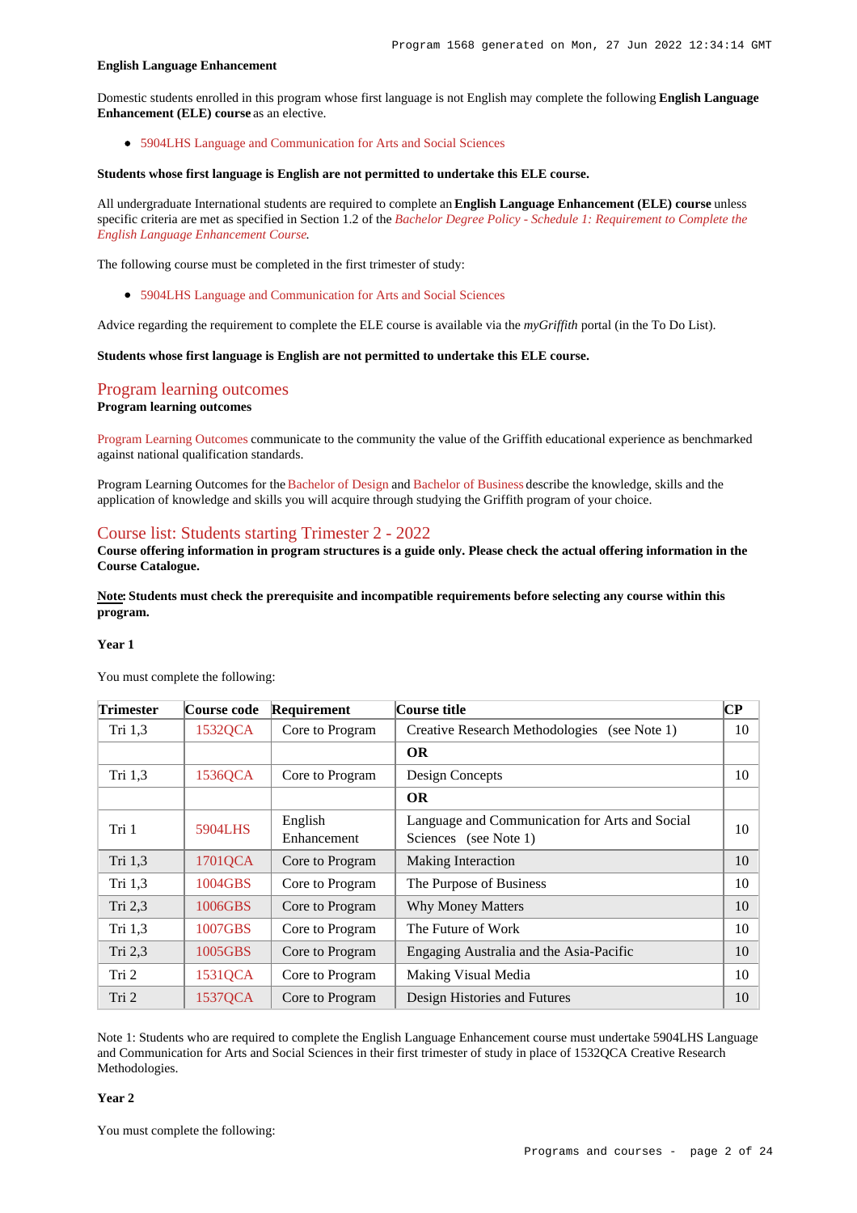**English Language Enhancement**

Domestic students enrolled in this program whose first language is not English may complete the following **English Language Enhancement (ELE) course** as an elective.

- 5904LHS Language and Communication for Arts and Social Sciences

**Students whose first language is English are not permitted to undertake this ELE course.**

All undergraduate International students are required to complete an **English Language Enhancement (ELE) course** unless specific criteria are met as specified in Section 1.2 of the *Bachelor Degree Policy - Schedule 1: Requirement to Complete the English Language Enhancement Course*.

The following course must be completed in the first trimester of study:

- 5904LHS Language and Communication for Arts and Social Sciences

Advice regarding the requirement to complete the ELE course is available via the *myGriffith* portal (in the To Do List).

**Students whose first language is English are not permitted to undertake this ELE course.**

## Program learning outcomes

**Program learning outcomes**

Program Learning Outcomes communicate to the community the value of the Griffith educational experience as benchmarked against national qualification standards.

Program Learning Outcomes for the Bachelor of Design and Bachelor of Business describe the knowledge, skills and the application of knowledge and skills you will acquire through studying the Griffith program of your choice.

## Course list: Students starting Trimester 2 - 2022

**Course offering information in program structures is a guide only. Please check the actual offering information in the Course Catalogue.**

**Note: Students must check the prerequisite and incompatible requirements before selecting any course within this program.**

**Year 1**

You must complete the following:

| Trimester | Course code | Requirement | Course title | CP |
|---|---|---|---|---|
| Tri 1,3 | 1532QCA | Core to Program | Creative Research Methodologies (see Note 1) | 10 |
| | | | **OR** | |
| Tri 1,3 | 1536QCA | Core to Program | Design Concepts | 10 |
| | | | **OR** | |
| Tri 1 | 5904LHS | English Enhancement | Language and Communication for Arts and Social Sciences (see Note 1) | 10 |
| Tri 1,3 | 1701QCA | Core to Program | Making Interaction | 10 |
| Tri 1,3 | 1004GBS | Core to Program | The Purpose of Business | 10 |
| Tri 2,3 | 1006GBS | Core to Program | Why Money Matters | 10 |
| Tri 1,3 | 1007GBS | Core to Program | The Future of Work | 10 |
| Tri 2,3 | 1005GBS | Core to Program | Engaging Australia and the Asia-Pacific | 10 |
| Tri 2 | 1531QCA | Core to Program | Making Visual Media | 10 |
| Tri 2 | 1537QCA | Core to Program | Design Histories and Futures | 10 |

Note 1: Students who are required to complete the English Language Enhancement course must undertake 5904LHS Language and Communication for Arts and Social Sciences in their first trimester of study in place of 1532QCA Creative Research Methodologies.

**Year 2**

You must complete the following: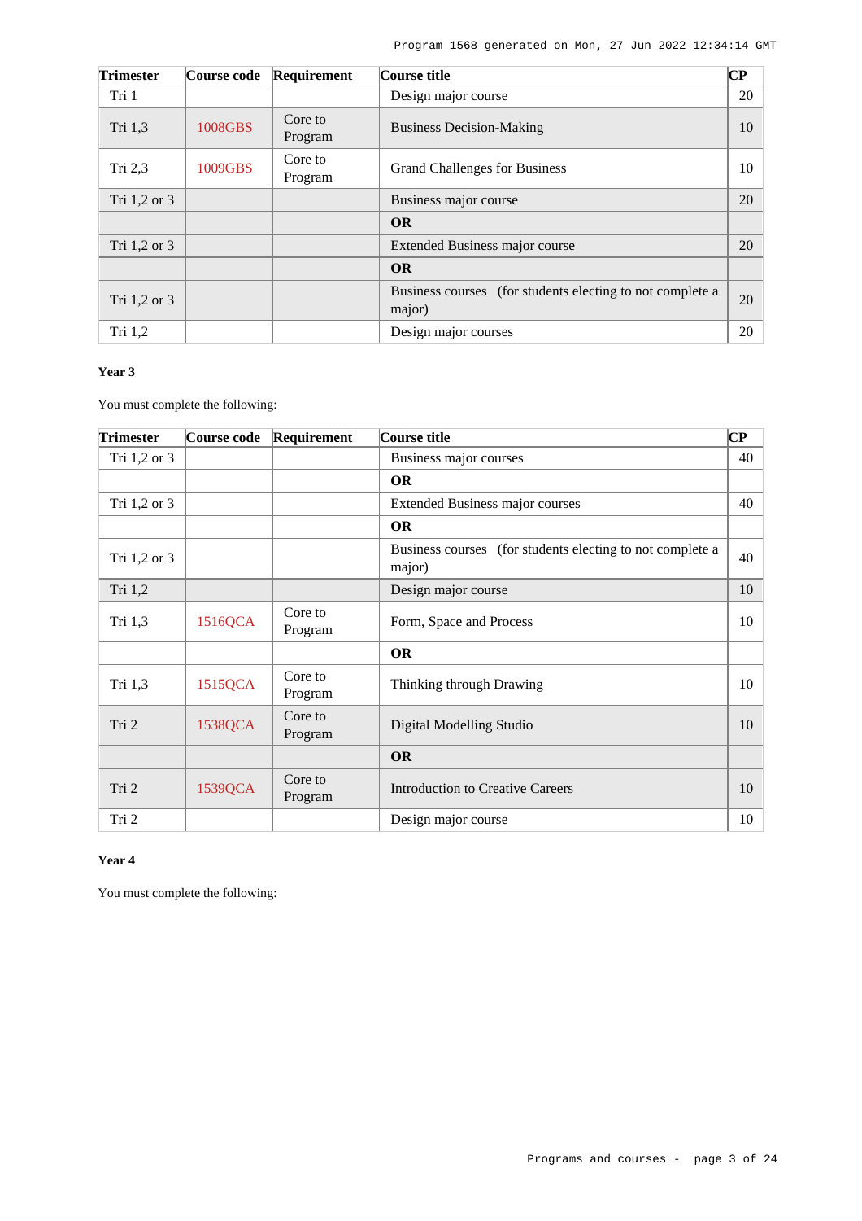| Trimester | Course code | Requirement | Course title | CP |
|---|---|---|---|---|
| Tri 1 | | | Design major course | 20 |
| Tri 1,3 | 1008GBS | Core to Program | Business Decision-Making | 10 |
| Tri 2,3 | 1009GBS | Core to Program | Grand Challenges for Business | 10 |
| Tri 1,2 or 3 | | | Business major course | 20 |
| | | | **OR** | |
| Tri 1,2 or 3 | | | Extended Business major course | 20 |
| | | | **OR** | |
| Tri 1,2 or 3 | | | Business courses (for students electing to not complete a major) | 20 |
| Tri 1,2 | | | Design major courses | 20 |

**Year 3**

You must complete the following:

| Trimester | Course code | Requirement | Course title | CP |
|---|---|---|---|---|
| Tri 1,2 or 3 | | | Business major courses | 40 |
| | | | **OR** | |
| Tri 1,2 or 3 | | | Extended Business major courses | 40 |
| | | | **OR** | |
| Tri 1,2 or 3 | | | Business courses (for students electing to not complete a major) | 40 |
| Tri 1,2 | | | Design major course | 10 |
| Tri 1,3 | 1516QCA | Core to Program | Form, Space and Process | 10 |
| | | | **OR** | |
| Tri 1,3 | 1515QCA | Core to Program | Thinking through Drawing | 10 |
| Tri 2 | 1538QCA | Core to Program | Digital Modelling Studio | 10 |
| | | | **OR** | |
| Tri 2 | 1539QCA | Core to Program | Introduction to Creative Careers | 10 |
| Tri 2 | | | Design major course | 10 |

**Year 4**

You must complete the following: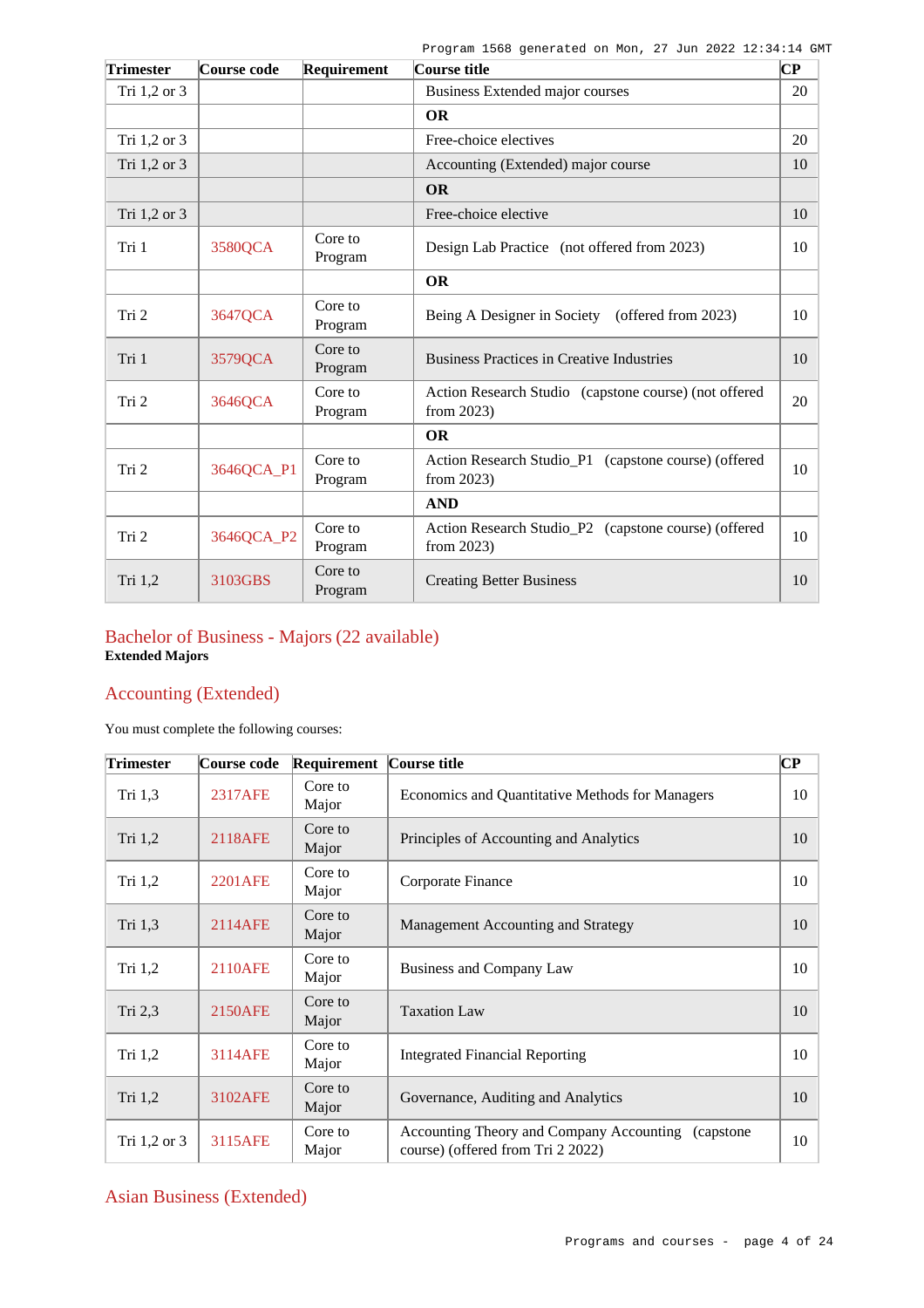| Trimester | Course code | Requirement | Course title | CP |
| --- | --- | --- | --- | --- |
| Tri 1,2 or 3 | | | Business Extended major courses | 20 |
| | | | **OR** | |
| Tri 1,2 or 3 | | | Free-choice electives | 20 |
| Tri 1,2 or 3 | | | Accounting (Extended) major course | 10 |
| | | | **OR** | |
| Tri 1,2 or 3 | | | Free-choice elective | 10 |
| Tri 1 | 3580QCA | Core to Program | Design Lab Practice (not offered from 2023) | 10 |
| | | | **OR** | |
| Tri 2 | 3647QCA | Core to Program | Being A Designer in Society (offered from 2023) | 10 |
| Tri 1 | 3579QCA | Core to Program | Business Practices in Creative Industries | 10 |
| Tri 2 | 3646QCA | Core to Program | Action Research Studio (capstone course) (not offered from 2023) | 20 |
| | | | **OR** | |
| Tri 2 | 3646QCA_P1 | Core to Program | Action Research Studio_P1 (capstone course) (offered from 2023) | 10 |
| | | | **AND** | |
| Tri 2 | 3646QCA_P2 | Core to Program | Action Research Studio_P2 (capstone course) (offered from 2023) | 10 |
| Tri 1,2 | 3103GBS | Core to Program | Creating Better Business | 10 |

## Bachelor of Business - Majors (22 available)

**Extended Majors**

### Accounting (Extended)

You must complete the following courses:

| Trimester | Course code | Requirement | Course title | CP |
| --- | --- | --- | --- | --- |
| Tri 1,3 | 2317AFE | Core to Major | Economics and Quantitative Methods for Managers | 10 |
| Tri 1,2 | 2118AFE | Core to Major | Principles of Accounting and Analytics | 10 |
| Tri 1,2 | 2201AFE | Core to Major | Corporate Finance | 10 |
| Tri 1,3 | 2114AFE | Core to Major | Management Accounting and Strategy | 10 |
| Tri 1,2 | 2110AFE | Core to Major | Business and Company Law | 10 |
| Tri 2,3 | 2150AFE | Core to Major | Taxation Law | 10 |
| Tri 1,2 | 3114AFE | Core to Major | Integrated Financial Reporting | 10 |
| Tri 1,2 | 3102AFE | Core to Major | Governance, Auditing and Analytics | 10 |
| Tri 1,2 or 3 | 3115AFE | Core to Major | Accounting Theory and Company Accounting (capstone course) (offered from Tri 2 2022) | 10 |

### Asian Business (Extended)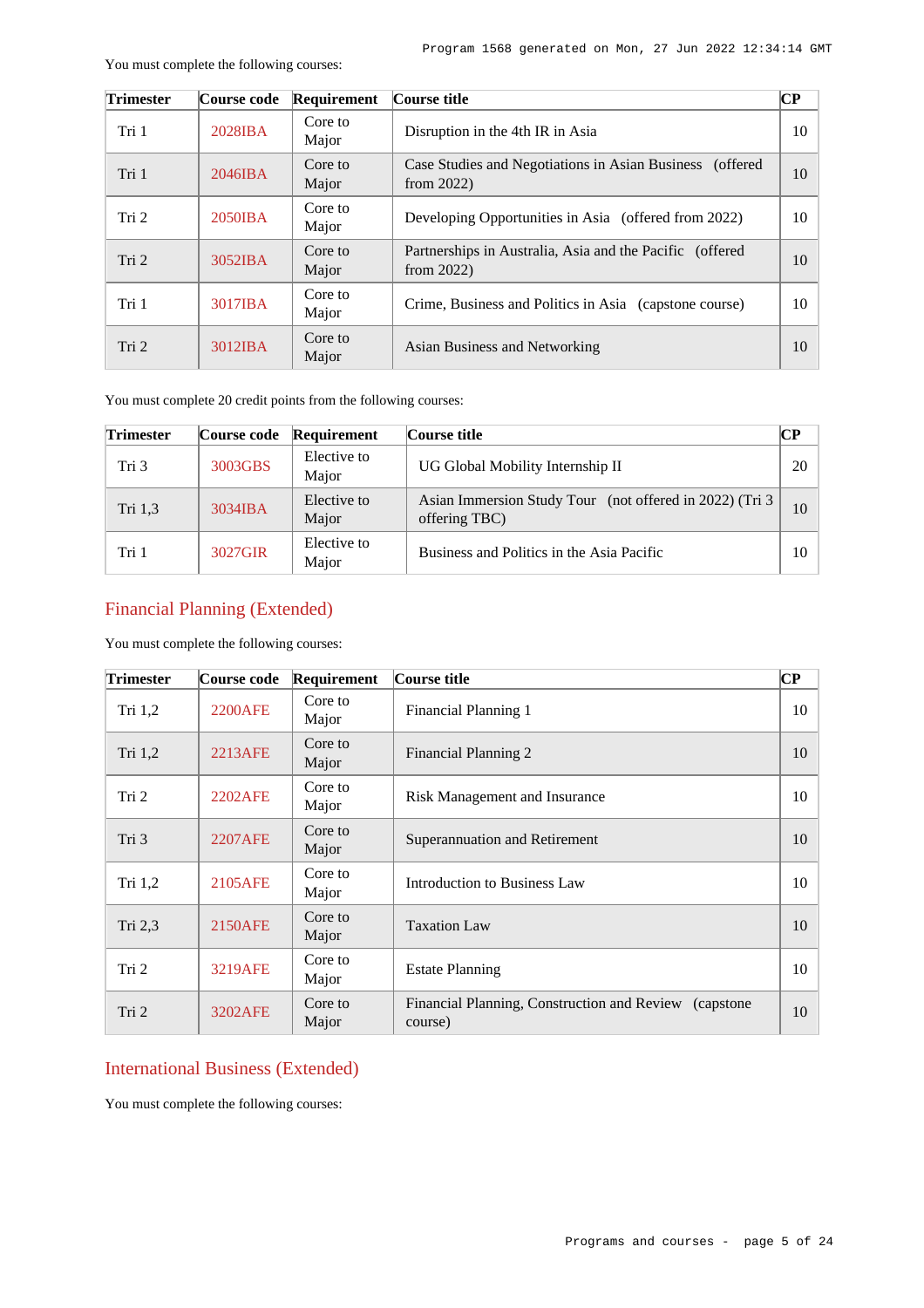You must complete the following courses:

| Trimester | Course code | Requirement | Course title | CP |
|---|---|---|---|---|
| Tri 1 | 2028IBA | Core to Major | Disruption in the 4th IR in Asia | 10 |
| Tri 1 | 2046IBA | Core to Major | Case Studies and Negotiations in Asian Business (offered from 2022) | 10 |
| Tri 2 | 2050IBA | Core to Major | Developing Opportunities in Asia (offered from 2022) | 10 |
| Tri 2 | 3052IBA | Core to Major | Partnerships in Australia, Asia and the Pacific (offered from 2022) | 10 |
| Tri 1 | 3017IBA | Core to Major | Crime, Business and Politics in Asia (capstone course) | 10 |
| Tri 2 | 3012IBA | Core to Major | Asian Business and Networking | 10 |

You must complete 20 credit points from the following courses:

| Trimester | Course code | Requirement | Course title | CP |
|---|---|---|---|---|
| Tri 3 | 3003GBS | Elective to Major | UG Global Mobility Internship II | 20 |
| Tri 1,3 | 3034IBA | Elective to Major | Asian Immersion Study Tour (not offered in 2022) (Tri 3 offering TBC) | 10 |
| Tri 1 | 3027GIR | Elective to Major | Business and Politics in the Asia Pacific | 10 |

## Financial Planning (Extended)

You must complete the following courses:

| Trimester | Course code | Requirement | Course title | CP |
|---|---|---|---|---|
| Tri 1,2 | 2200AFE | Core to Major | Financial Planning 1 | 10 |
| Tri 1,2 | 2213AFE | Core to Major | Financial Planning 2 | 10 |
| Tri 2 | 2202AFE | Core to Major | Risk Management and Insurance | 10 |
| Tri 3 | 2207AFE | Core to Major | Superannuation and Retirement | 10 |
| Tri 1,2 | 2105AFE | Core to Major | Introduction to Business Law | 10 |
| Tri 2,3 | 2150AFE | Core to Major | Taxation Law | 10 |
| Tri 2 | 3219AFE | Core to Major | Estate Planning | 10 |
| Tri 2 | 3202AFE | Core to Major | Financial Planning, Construction and Review (capstone course) | 10 |

## International Business (Extended)

You must complete the following courses: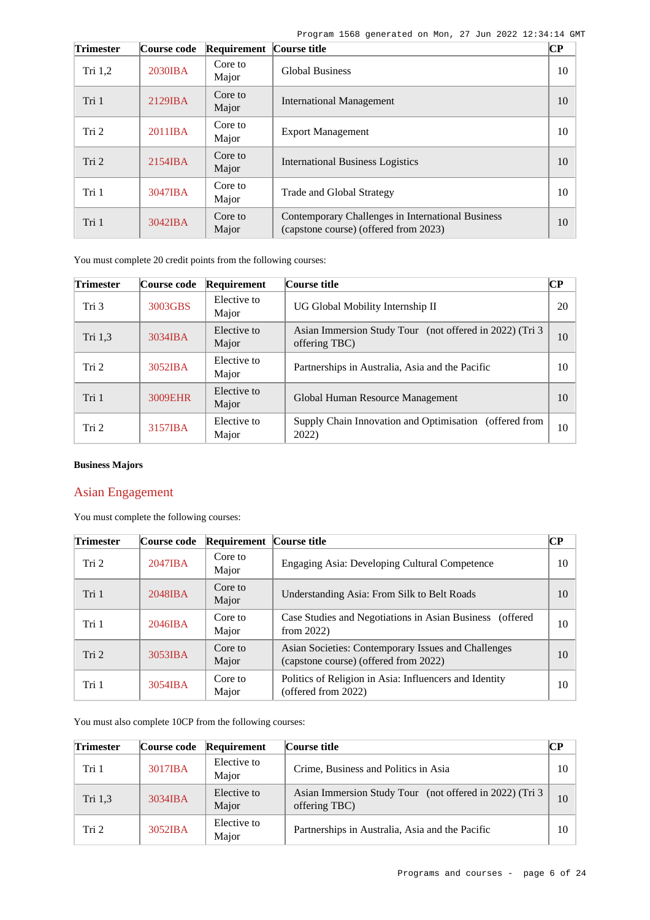| Trimester | Course code | Requirement | Course title | CP |
|---|---|---|---|---|
| Tri 1,2 | 2030IBA | Core to Major | Global Business | 10 |
| Tri 1 | 2129IBA | Core to Major | International Management | 10 |
| Tri 2 | 2011IBA | Core to Major | Export Management | 10 |
| Tri 2 | 2154IBA | Core to Major | International Business Logistics | 10 |
| Tri 1 | 3047IBA | Core to Major | Trade and Global Strategy | 10 |
| Tri 1 | 3042IBA | Core to Major | Contemporary Challenges in International Business (capstone course) (offered from 2023) | 10 |

You must complete 20 credit points from the following courses:

| Trimester | Course code | Requirement | Course title | CP |
|---|---|---|---|---|
| Tri 3 | 3003GBS | Elective to Major | UG Global Mobility Internship II | 20 |
| Tri 1,3 | 3034IBA | Elective to Major | Asian Immersion Study Tour (not offered in 2022) (Tri 3 offering TBC) | 10 |
| Tri 2 | 3052IBA | Elective to Major | Partnerships in Australia, Asia and the Pacific | 10 |
| Tri 1 | 3009EHR | Elective to Major | Global Human Resource Management | 10 |
| Tri 2 | 3157IBA | Elective to Major | Supply Chain Innovation and Optimisation (offered from 2022) | 10 |

**Business Majors**

## Asian Engagement

You must complete the following courses:

| Trimester | Course code | Requirement | Course title | CP |
|---|---|---|---|---|
| Tri 2 | 2047IBA | Core to Major | Engaging Asia: Developing Cultural Competence | 10 |
| Tri 1 | 2048IBA | Core to Major | Understanding Asia: From Silk to Belt Roads | 10 |
| Tri 1 | 2046IBA | Core to Major | Case Studies and Negotiations in Asian Business (offered from 2022) | 10 |
| Tri 2 | 3053IBA | Core to Major | Asian Societies: Contemporary Issues and Challenges (capstone course) (offered from 2022) | 10 |
| Tri 1 | 3054IBA | Core to Major | Politics of Religion in Asia: Influencers and Identity (offered from 2022) | 10 |

You must also complete 10CP from the following courses:

| Trimester | Course code | Requirement | Course title | CP |
|---|---|---|---|---|
| Tri 1 | 3017IBA | Elective to Major | Crime, Business and Politics in Asia | 10 |
| Tri 1,3 | 3034IBA | Elective to Major | Asian Immersion Study Tour (not offered in 2022) (Tri 3 offering TBC) | 10 |
| Tri 2 | 3052IBA | Elective to Major | Partnerships in Australia, Asia and the Pacific | 10 |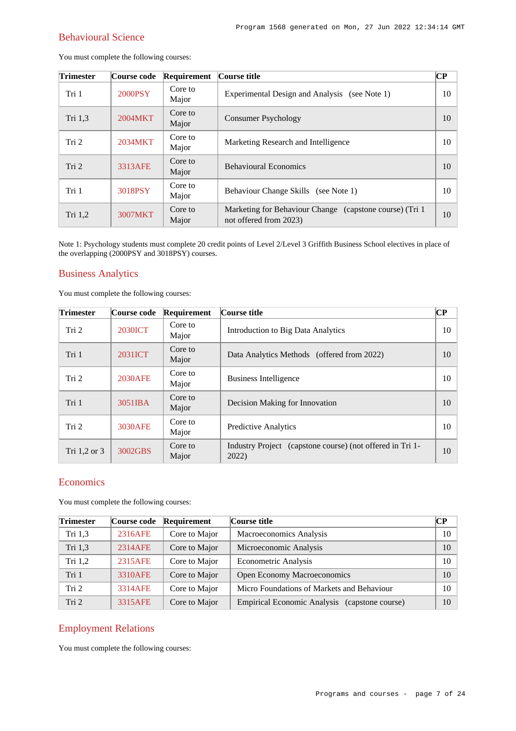## Behavioural Science

You must complete the following courses:

| Trimester | Course code | Requirement | Course title | CP |
|---|---|---|---|---|
| Tri 1 | 2000PSY | Core to Major | Experimental Design and Analysis (see Note 1) | 10 |
| Tri 1,3 | 2004MKT | Core to Major | Consumer Psychology | 10 |
| Tri 2 | 2034MKT | Core to Major | Marketing Research and Intelligence | 10 |
| Tri 2 | 3313AFE | Core to Major | Behavioural Economics | 10 |
| Tri 1 | 3018PSY | Core to Major | Behaviour Change Skills (see Note 1) | 10 |
| Tri 1,2 | 3007MKT | Core to Major | Marketing for Behaviour Change (capstone course) (Tri 1 not offered from 2023) | 10 |

Note 1: Psychology students must complete 20 credit points of Level 2/Level 3 Griffith Business School electives in place of the overlapping (2000PSY and 3018PSY) courses.

## Business Analytics

You must complete the following courses:

| Trimester | Course code | Requirement | Course title | CP |
|---|---|---|---|---|
| Tri 2 | 2030ICT | Core to Major | Introduction to Big Data Analytics | 10 |
| Tri 1 | 2031ICT | Core to Major | Data Analytics Methods (offered from 2022) | 10 |
| Tri 2 | 2030AFE | Core to Major | Business Intelligence | 10 |
| Tri 1 | 3051IBA | Core to Major | Decision Making for Innovation | 10 |
| Tri 2 | 3030AFE | Core to Major | Predictive Analytics | 10 |
| Tri 1,2 or 3 | 3002GBS | Core to Major | Industry Project (capstone course) (not offered in Tri 1-2022) | 10 |

## Economics

You must complete the following courses:

| Trimester | Course code | Requirement | Course title | CP |
|---|---|---|---|---|
| Tri 1,3 | 2316AFE | Core to Major | Macroeconomics Analysis | 10 |
| Tri 1,3 | 2314AFE | Core to Major | Microeconomic Analysis | 10 |
| Tri 1,2 | 2315AFE | Core to Major | Econometric Analysis | 10 |
| Tri 1 | 3310AFE | Core to Major | Open Economy Macroeconomics | 10 |
| Tri 2 | 3314AFE | Core to Major | Micro Foundations of Markets and Behaviour | 10 |
| Tri 2 | 3315AFE | Core to Major | Empirical Economic Analysis (capstone course) | 10 |

## Employment Relations

You must complete the following courses: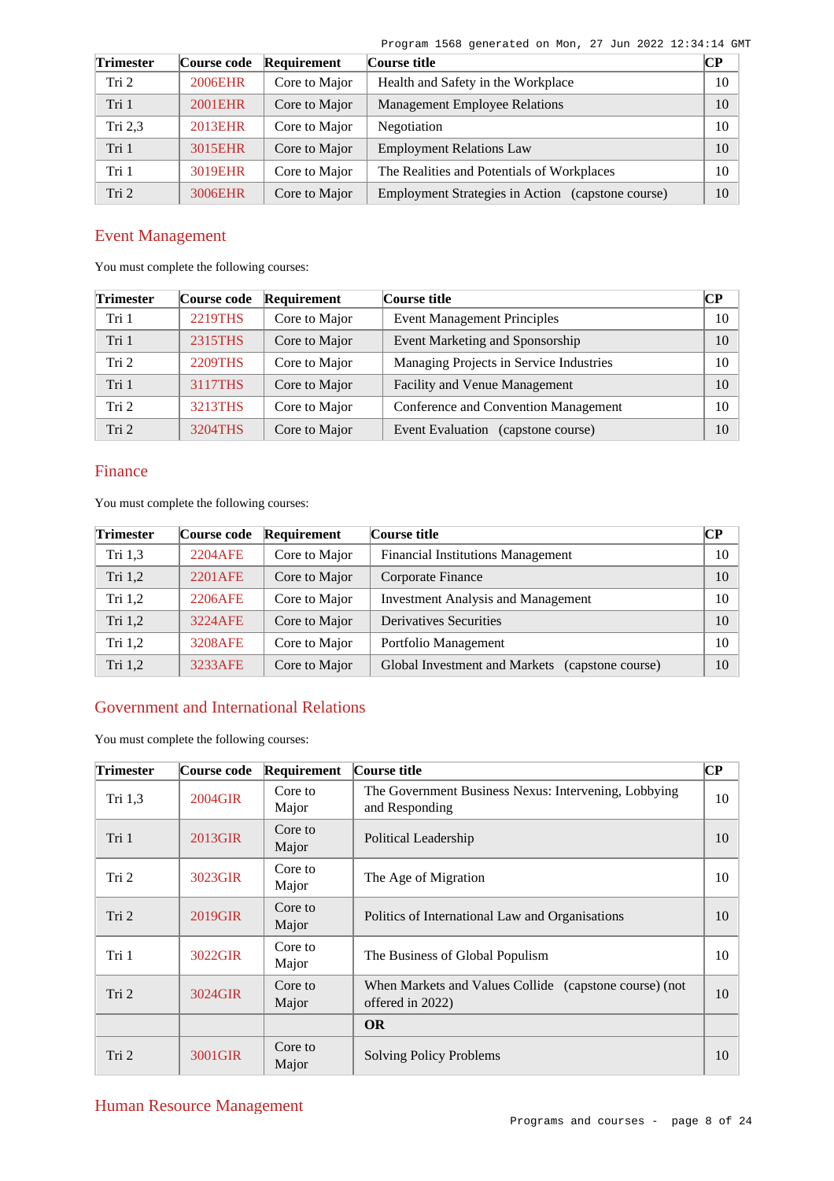| Trimester | Course code | Requirement | Course title | CP |
| --- | --- | --- | --- | --- |
| Tri 2 | 2006EHR | Core to Major | Health and Safety in the Workplace | 10 |
| Tri 1 | 2001EHR | Core to Major | Management Employee Relations | 10 |
| Tri 2,3 | 2013EHR | Core to Major | Negotiation | 10 |
| Tri 1 | 3015EHR | Core to Major | Employment Relations Law | 10 |
| Tri 1 | 3019EHR | Core to Major | The Realities and Potentials of Workplaces | 10 |
| Tri 2 | 3006EHR | Core to Major | Employment Strategies in Action (capstone course) | 10 |

## Event Management

You must complete the following courses:

| Trimester | Course code | Requirement | Course title | CP |
| --- | --- | --- | --- | --- |
| Tri 1 | 2219THS | Core to Major | Event Management Principles | 10 |
| Tri 1 | 2315THS | Core to Major | Event Marketing and Sponsorship | 10 |
| Tri 2 | 2209THS | Core to Major | Managing Projects in Service Industries | 10 |
| Tri 1 | 3117THS | Core to Major | Facility and Venue Management | 10 |
| Tri 2 | 3213THS | Core to Major | Conference and Convention Management | 10 |
| Tri 2 | 3204THS | Core to Major | Event Evaluation (capstone course) | 10 |

## Finance

You must complete the following courses:

| Trimester | Course code | Requirement | Course title | CP |
| --- | --- | --- | --- | --- |
| Tri 1,3 | 2204AFE | Core to Major | Financial Institutions Management | 10 |
| Tri 1,2 | 2201AFE | Core to Major | Corporate Finance | 10 |
| Tri 1,2 | 2206AFE | Core to Major | Investment Analysis and Management | 10 |
| Tri 1,2 | 3224AFE | Core to Major | Derivatives Securities | 10 |
| Tri 1,2 | 3208AFE | Core to Major | Portfolio Management | 10 |
| Tri 1,2 | 3233AFE | Core to Major | Global Investment and Markets (capstone course) | 10 |

## Government and International Relations

You must complete the following courses:

| Trimester | Course code | Requirement | Course title | CP |
| --- | --- | --- | --- | --- |
| Tri 1,3 | 2004GIR | Core to Major | The Government Business Nexus: Intervening, Lobbying and Responding | 10 |
| Tri 1 | 2013GIR | Core to Major | Political Leadership | 10 |
| Tri 2 | 3023GIR | Core to Major | The Age of Migration | 10 |
| Tri 2 | 2019GIR | Core to Major | Politics of International Law and Organisations | 10 |
| Tri 1 | 3022GIR | Core to Major | The Business of Global Populism | 10 |
| Tri 2 | 3024GIR | Core to Major | When Markets and Values Collide (capstone course) (not offered in 2022) | 10 |
| | | | **OR** | |
| Tri 2 | 3001GIR | Core to Major | Solving Policy Problems | 10 |

## Human Resource Management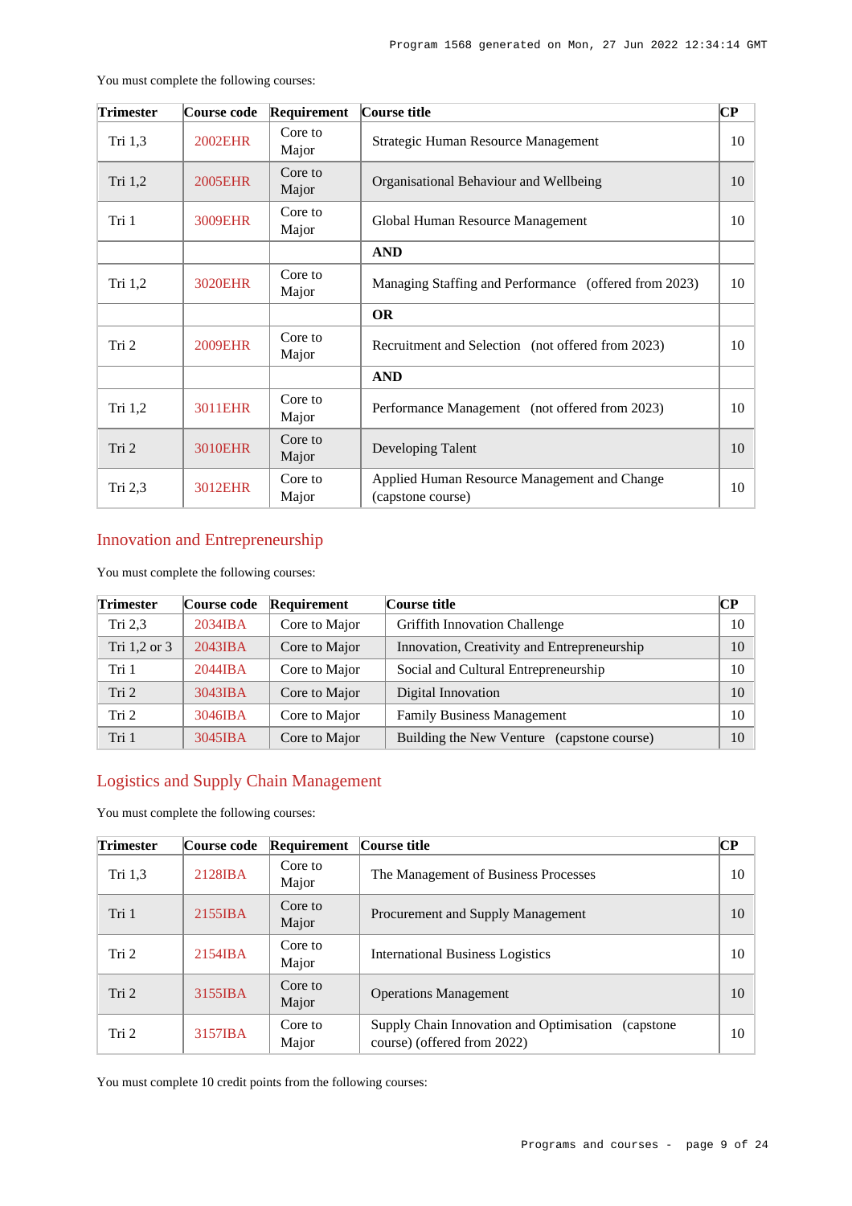You must complete the following courses:

| Trimester | Course code | Requirement | Course title | CP |
|---|---|---|---|---|
| Tri 1,3 | 2002EHR | Core to Major | Strategic Human Resource Management | 10 |
| Tri 1,2 | 2005EHR | Core to Major | Organisational Behaviour and Wellbeing | 10 |
| Tri 1 | 3009EHR | Core to Major | Global Human Resource Management | 10 |
| | | | **AND** | |
| Tri 1,2 | 3020EHR | Core to Major | Managing Staffing and Performance (offered from 2023) | 10 |
| | | | **OR** | |
| Tri 2 | 2009EHR | Core to Major | Recruitment and Selection (not offered from 2023) | 10 |
| | | | **AND** | |
| Tri 1,2 | 3011EHR | Core to Major | Performance Management (not offered from 2023) | 10 |
| Tri 2 | 3010EHR | Core to Major | Developing Talent | 10 |
| Tri 2,3 | 3012EHR | Core to Major | Applied Human Resource Management and Change (capstone course) | 10 |

## Innovation and Entrepreneurship

You must complete the following courses:

| Trimester | Course code | Requirement | Course title | CP |
|---|---|---|---|---|
| Tri 2,3 | 2034IBA | Core to Major | Griffith Innovation Challenge | 10 |
| Tri 1,2 or 3 | 2043IBA | Core to Major | Innovation, Creativity and Entrepreneurship | 10 |
| Tri 1 | 2044IBA | Core to Major | Social and Cultural Entrepreneurship | 10 |
| Tri 2 | 3043IBA | Core to Major | Digital Innovation | 10 |
| Tri 2 | 3046IBA | Core to Major | Family Business Management | 10 |
| Tri 1 | 3045IBA | Core to Major | Building the New Venture (capstone course) | 10 |

## Logistics and Supply Chain Management

You must complete the following courses:

| Trimester | Course code | Requirement | Course title | CP |
|---|---|---|---|---|
| Tri 1,3 | 2128IBA | Core to Major | The Management of Business Processes | 10 |
| Tri 1 | 2155IBA | Core to Major | Procurement and Supply Management | 10 |
| Tri 2 | 2154IBA | Core to Major | International Business Logistics | 10 |
| Tri 2 | 3155IBA | Core to Major | Operations Management | 10 |
| Tri 2 | 3157IBA | Core to Major | Supply Chain Innovation and Optimisation (capstone course) (offered from 2022) | 10 |

You must complete 10 credit points from the following courses: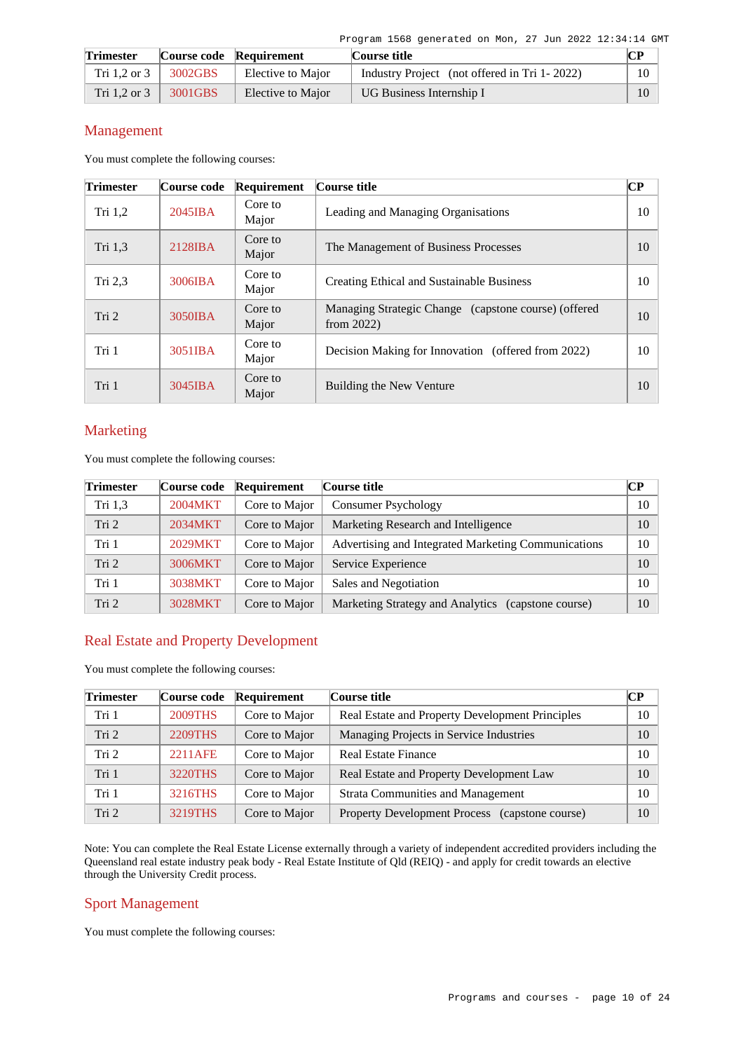| Trimester | Course code | Requirement | Course title | CP |
|---|---|---|---|---|
| Tri 1,2 or 3 | 3002GBS | Elective to Major | Industry Project (not offered in Tri 1- 2022) | 10 |
| Tri 1,2 or 3 | 3001GBS | Elective to Major | UG Business Internship I | 10 |

## Management

You must complete the following courses:

| Trimester | Course code | Requirement | Course title | CP |
|---|---|---|---|---|
| Tri 1,2 | 2045IBA | Core to Major | Leading and Managing Organisations | 10 |
| Tri 1,3 | 2128IBA | Core to Major | The Management of Business Processes | 10 |
| Tri 2,3 | 3006IBA | Core to Major | Creating Ethical and Sustainable Business | 10 |
| Tri 2 | 3050IBA | Core to Major | Managing Strategic Change (capstone course) (offered from 2022) | 10 |
| Tri 1 | 3051IBA | Core to Major | Decision Making for Innovation (offered from 2022) | 10 |
| Tri 1 | 3045IBA | Core to Major | Building the New Venture | 10 |

## Marketing

You must complete the following courses:

| Trimester | Course code | Requirement | Course title | CP |
|---|---|---|---|---|
| Tri 1,3 | 2004MKT | Core to Major | Consumer Psychology | 10 |
| Tri 2 | 2034MKT | Core to Major | Marketing Research and Intelligence | 10 |
| Tri 1 | 2029MKT | Core to Major | Advertising and Integrated Marketing Communications | 10 |
| Tri 2 | 3006MKT | Core to Major | Service Experience | 10 |
| Tri 1 | 3038MKT | Core to Major | Sales and Negotiation | 10 |
| Tri 2 | 3028MKT | Core to Major | Marketing Strategy and Analytics (capstone course) | 10 |

## Real Estate and Property Development

You must complete the following courses:

| Trimester | Course code | Requirement | Course title | CP |
|---|---|---|---|---|
| Tri 1 | 2009THS | Core to Major | Real Estate and Property Development Principles | 10 |
| Tri 2 | 2209THS | Core to Major | Managing Projects in Service Industries | 10 |
| Tri 2 | 2211AFE | Core to Major | Real Estate Finance | 10 |
| Tri 1 | 3220THS | Core to Major | Real Estate and Property Development Law | 10 |
| Tri 1 | 3216THS | Core to Major | Strata Communities and Management | 10 |
| Tri 2 | 3219THS | Core to Major | Property Development Process (capstone course) | 10 |

Note: You can complete the Real Estate License externally through a variety of independent accredited providers including the Queensland real estate industry peak body - Real Estate Institute of Qld (REIQ) - and apply for credit towards an elective through the University Credit process.

## Sport Management

You must complete the following courses: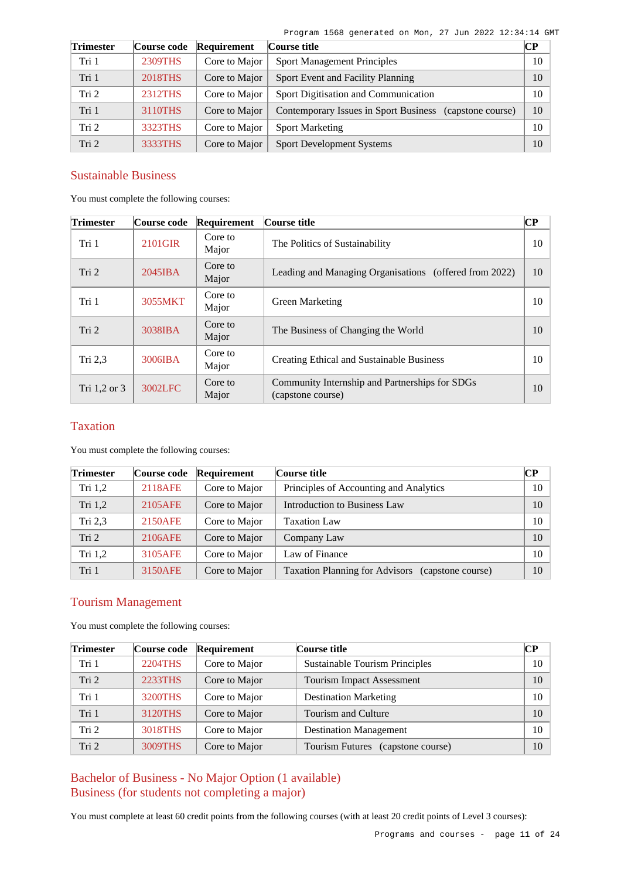| Trimester | Course code | Requirement | Course title | CP |
|---|---|---|---|---|
| Tri 1 | 2309THS | Core to Major | Sport Management Principles | 10 |
| Tri 1 | 2018THS | Core to Major | Sport Event and Facility Planning | 10 |
| Tri 2 | 2312THS | Core to Major | Sport Digitisation and Communication | 10 |
| Tri 1 | 3110THS | Core to Major | Contemporary Issues in Sport Business (capstone course) | 10 |
| Tri 2 | 3323THS | Core to Major | Sport Marketing | 10 |
| Tri 2 | 3333THS | Core to Major | Sport Development Systems | 10 |

## Sustainable Business

You must complete the following courses:

| Trimester | Course code | Requirement | Course title | CP |
|---|---|---|---|---|
| Tri 1 | 2101GIR | Core to Major | The Politics of Sustainability | 10 |
| Tri 2 | 2045IBA | Core to Major | Leading and Managing Organisations (offered from 2022) | 10 |
| Tri 1 | 3055MKT | Core to Major | Green Marketing | 10 |
| Tri 2 | 3038IBA | Core to Major | The Business of Changing the World | 10 |
| Tri 2,3 | 3006IBA | Core to Major | Creating Ethical and Sustainable Business | 10 |
| Tri 1,2 or 3 | 3002LFC | Core to Major | Community Internship and Partnerships for SDGs (capstone course) | 10 |

## Taxation

You must complete the following courses:

| Trimester | Course code | Requirement | Course title | CP |
|---|---|---|---|---|
| Tri 1,2 | 2118AFE | Core to Major | Principles of Accounting and Analytics | 10 |
| Tri 1,2 | 2105AFE | Core to Major | Introduction to Business Law | 10 |
| Tri 2,3 | 2150AFE | Core to Major | Taxation Law | 10 |
| Tri 2 | 2106AFE | Core to Major | Company Law | 10 |
| Tri 1,2 | 3105AFE | Core to Major | Law of Finance | 10 |
| Tri 1 | 3150AFE | Core to Major | Taxation Planning for Advisors (capstone course) | 10 |

## Tourism Management

You must complete the following courses:

| Trimester | Course code | Requirement | Course title | CP |
|---|---|---|---|---|
| Tri 1 | 2204THS | Core to Major | Sustainable Tourism Principles | 10 |
| Tri 2 | 2233THS | Core to Major | Tourism Impact Assessment | 10 |
| Tri 1 | 3200THS | Core to Major | Destination Marketing | 10 |
| Tri 1 | 3120THS | Core to Major | Tourism and Culture | 10 |
| Tri 2 | 3018THS | Core to Major | Destination Management | 10 |
| Tri 2 | 3009THS | Core to Major | Tourism Futures (capstone course) | 10 |

## Bachelor of Business - No Major Option (1 available)
## Business (for students not completing a major)

You must complete at least 60 credit points from the following courses (with at least 20 credit points of Level 3 courses):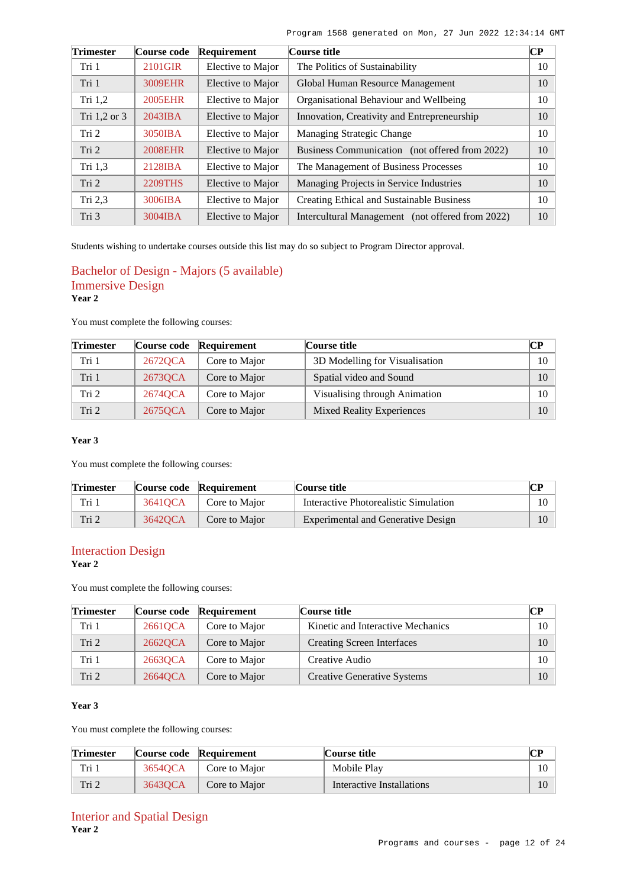| Trimester | Course code | Requirement | Course title | CP |
|---|---|---|---|---|
| Tri 1 | 2101GIR | Elective to Major | The Politics of Sustainability | 10 |
| Tri 1 | 3009EHR | Elective to Major | Global Human Resource Management | 10 |
| Tri 1,2 | 2005EHR | Elective to Major | Organisational Behaviour and Wellbeing | 10 |
| Tri 1,2 or 3 | 2043IBA | Elective to Major | Innovation, Creativity and Entrepreneurship | 10 |
| Tri 2 | 3050IBA | Elective to Major | Managing Strategic Change | 10 |
| Tri 2 | 2008EHR | Elective to Major | Business Communication (not offered from 2022) | 10 |
| Tri 1,3 | 2128IBA | Elective to Major | The Management of Business Processes | 10 |
| Tri 2 | 2209THS | Elective to Major | Managing Projects in Service Industries | 10 |
| Tri 2,3 | 3006IBA | Elective to Major | Creating Ethical and Sustainable Business | 10 |
| Tri 3 | 3004IBA | Elective to Major | Intercultural Management (not offered from 2022) | 10 |

Students wishing to undertake courses outside this list may do so subject to Program Director approval.

## Bachelor of Design - Majors (5 available)

### Immersive Design

**Year 2**

You must complete the following courses:

| Trimester | Course code | Requirement | Course title | CP |
|---|---|---|---|---|
| Tri 1 | 2672QCA | Core to Major | 3D Modelling for Visualisation | 10 |
| Tri 1 | 2673QCA | Core to Major | Spatial video and Sound | 10 |
| Tri 2 | 2674QCA | Core to Major | Visualising through Animation | 10 |
| Tri 2 | 2675QCA | Core to Major | Mixed Reality Experiences | 10 |

**Year 3**

You must complete the following courses:

| Trimester | Course code | Requirement | Course title | CP |
|---|---|---|---|---|
| Tri 1 | 3641QCA | Core to Major | Interactive Photorealistic Simulation | 10 |
| Tri 2 | 3642QCA | Core to Major | Experimental and Generative Design | 10 |

### Interaction Design

**Year 2**

You must complete the following courses:

| Trimester | Course code | Requirement | Course title | CP |
|---|---|---|---|---|
| Tri 1 | 2661QCA | Core to Major | Kinetic and Interactive Mechanics | 10 |
| Tri 2 | 2662QCA | Core to Major | Creating Screen Interfaces | 10 |
| Tri 1 | 2663QCA | Core to Major | Creative Audio | 10 |
| Tri 2 | 2664QCA | Core to Major | Creative Generative Systems | 10 |

**Year 3**

You must complete the following courses:

| Trimester | Course code | Requirement | Course title | CP |
|---|---|---|---|---|
| Tri 1 | 3654QCA | Core to Major | Mobile Play | 10 |
| Tri 2 | 3643QCA | Core to Major | Interactive Installations | 10 |

### Interior and Spatial Design

**Year 2**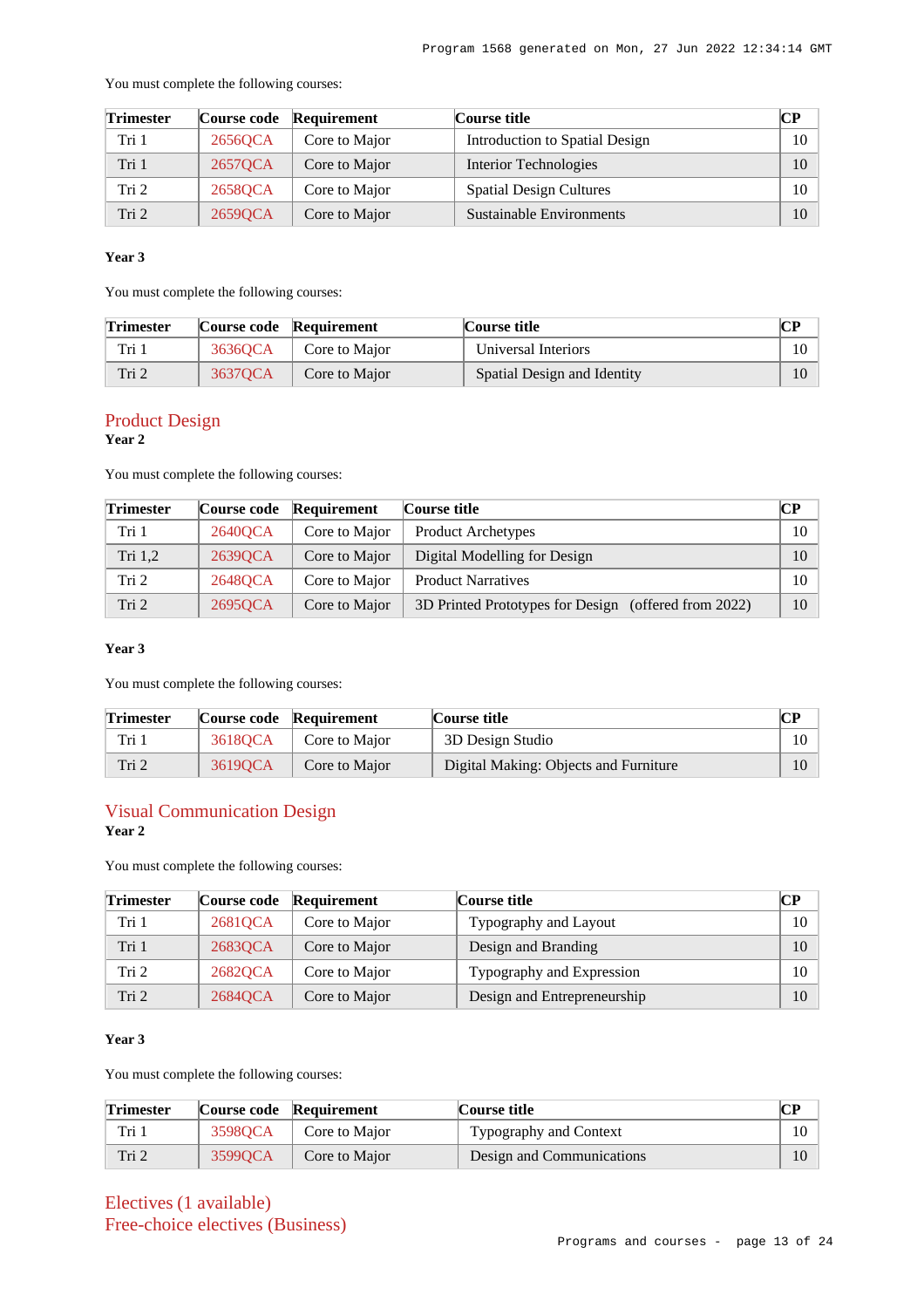You must complete the following courses:

| Trimester | Course code | Requirement | Course title | CP |
|---|---|---|---|---|
| Tri 1 | 2656QCA | Core to Major | Introduction to Spatial Design | 10 |
| Tri 1 | 2657QCA | Core to Major | Interior Technologies | 10 |
| Tri 2 | 2658QCA | Core to Major | Spatial Design Cultures | 10 |
| Tri 2 | 2659QCA | Core to Major | Sustainable Environments | 10 |

**Year 3**

You must complete the following courses:

| Trimester | Course code | Requirement | Course title | CP |
|---|---|---|---|---|
| Tri 1 | 3636QCA | Core to Major | Universal Interiors | 10 |
| Tri 2 | 3637QCA | Core to Major | Spatial Design and Identity | 10 |

## Product Design

**Year 2**

You must complete the following courses:

| Trimester | Course code | Requirement | Course title | CP |
|---|---|---|---|---|
| Tri 1 | 2640QCA | Core to Major | Product Archetypes | 10 |
| Tri 1,2 | 2639QCA | Core to Major | Digital Modelling for Design | 10 |
| Tri 2 | 2648QCA | Core to Major | Product Narratives | 10 |
| Tri 2 | 2695QCA | Core to Major | 3D Printed Prototypes for Design (offered from 2022) | 10 |

**Year 3**

You must complete the following courses:

| Trimester | Course code | Requirement | Course title | CP |
|---|---|---|---|---|
| Tri 1 | 3618QCA | Core to Major | 3D Design Studio | 10 |
| Tri 2 | 3619QCA | Core to Major | Digital Making: Objects and Furniture | 10 |

## Visual Communication Design

**Year 2**

You must complete the following courses:

| Trimester | Course code | Requirement | Course title | CP |
|---|---|---|---|---|
| Tri 1 | 2681QCA | Core to Major | Typography and Layout | 10 |
| Tri 1 | 2683QCA | Core to Major | Design and Branding | 10 |
| Tri 2 | 2682QCA | Core to Major | Typography and Expression | 10 |
| Tri 2 | 2684QCA | Core to Major | Design and Entrepreneurship | 10 |

**Year 3**

You must complete the following courses:

| Trimester | Course code | Requirement | Course title | CP |
|---|---|---|---|---|
| Tri 1 | 3598QCA | Core to Major | Typography and Context | 10 |
| Tri 2 | 3599QCA | Core to Major | Design and Communications | 10 |

## Electives (1 available)

## Free-choice electives (Business)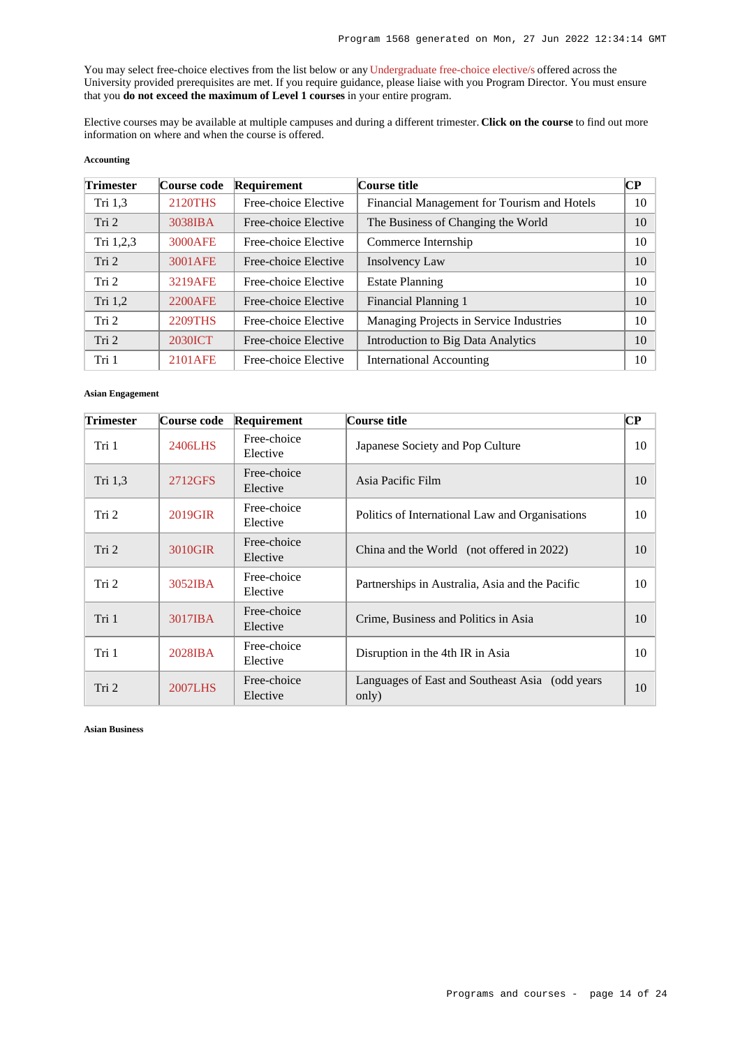You may select free-choice electives from the list below or any Undergraduate free-choice elective/s offered across the University provided prerequisites are met. If you require guidance, please liaise with you Program Director. You must ensure that you **do not exceed the maximum of Level 1 courses** in your entire program.

Elective courses may be available at multiple campuses and during a different trimester. **Click on the course** to find out more information on where and when the course is offered.

#### Accounting

| Trimester | Course code | Requirement | Course title | CP |
|---|---|---|---|---|
| Tri 1,3 | 2120THS | Free-choice Elective | Financial Management for Tourism and Hotels | 10 |
| Tri 2 | 3038IBA | Free-choice Elective | The Business of Changing the World | 10 |
| Tri 1,2,3 | 3000AFE | Free-choice Elective | Commerce Internship | 10 |
| Tri 2 | 3001AFE | Free-choice Elective | Insolvency Law | 10 |
| Tri 2 | 3219AFE | Free-choice Elective | Estate Planning | 10 |
| Tri 1,2 | 2200AFE | Free-choice Elective | Financial Planning 1 | 10 |
| Tri 2 | 2209THS | Free-choice Elective | Managing Projects in Service Industries | 10 |
| Tri 2 | 2030ICT | Free-choice Elective | Introduction to Big Data Analytics | 10 |
| Tri 1 | 2101AFE | Free-choice Elective | International Accounting | 10 |

#### Asian Engagement

| Trimester | Course code | Requirement | Course title | CP |
|---|---|---|---|---|
| Tri 1 | 2406LHS | Free-choice Elective | Japanese Society and Pop Culture | 10 |
| Tri 1,3 | 2712GFS | Free-choice Elective | Asia Pacific Film | 10 |
| Tri 2 | 2019GIR | Free-choice Elective | Politics of International Law and Organisations | 10 |
| Tri 2 | 3010GIR | Free-choice Elective | China and the World (not offered in 2022) | 10 |
| Tri 2 | 3052IBA | Free-choice Elective | Partnerships in Australia, Asia and the Pacific | 10 |
| Tri 1 | 3017IBA | Free-choice Elective | Crime, Business and Politics in Asia | 10 |
| Tri 1 | 2028IBA | Free-choice Elective | Disruption in the 4th IR in Asia | 10 |
| Tri 2 | 2007LHS | Free-choice Elective | Languages of East and Southeast Asia (odd years only) | 10 |

#### Asian Business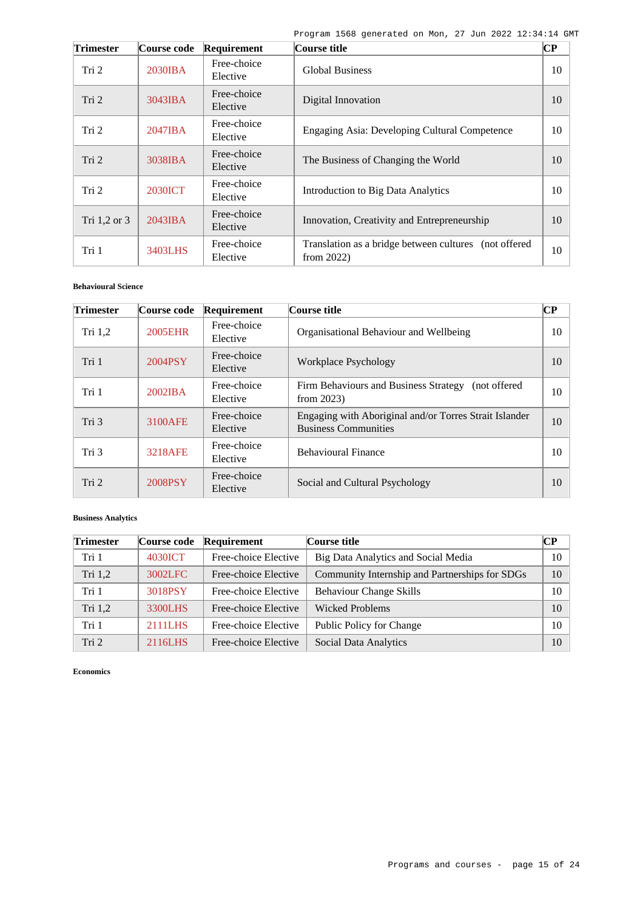| Trimester | Course code | Requirement | Course title | CP |
|---|---|---|---|---|
| Tri 2 | 2030IBA | Free-choice Elective | Global Business | 10 |
| Tri 2 | 3043IBA | Free-choice Elective | Digital Innovation | 10 |
| Tri 2 | 2047IBA | Free-choice Elective | Engaging Asia: Developing Cultural Competence | 10 |
| Tri 2 | 3038IBA | Free-choice Elective | The Business of Changing the World | 10 |
| Tri 2 | 2030ICT | Free-choice Elective | Introduction to Big Data Analytics | 10 |
| Tri 1,2 or 3 | 2043IBA | Free-choice Elective | Innovation, Creativity and Entrepreneurship | 10 |
| Tri 1 | 3403LHS | Free-choice Elective | Translation as a bridge between cultures (not offered from 2022) | 10 |

**Behavioural Science**

| Trimester | Course code | Requirement | Course title | CP |
|---|---|---|---|---|
| Tri 1,2 | 2005EHR | Free-choice Elective | Organisational Behaviour and Wellbeing | 10 |
| Tri 1 | 2004PSY | Free-choice Elective | Workplace Psychology | 10 |
| Tri 1 | 2002IBA | Free-choice Elective | Firm Behaviours and Business Strategy (not offered from 2023) | 10 |
| Tri 3 | 3100AFE | Free-choice Elective | Engaging with Aboriginal and/or Torres Strait Islander Business Communities | 10 |
| Tri 3 | 3218AFE | Free-choice Elective | Behavioural Finance | 10 |
| Tri 2 | 2008PSY | Free-choice Elective | Social and Cultural Psychology | 10 |

**Business Analytics**

| Trimester | Course code | Requirement | Course title | CP |
|---|---|---|---|---|
| Tri 1 | 4030ICT | Free-choice Elective | Big Data Analytics and Social Media | 10 |
| Tri 1,2 | 3002LFC | Free-choice Elective | Community Internship and Partnerships for SDGs | 10 |
| Tri 1 | 3018PSY | Free-choice Elective | Behaviour Change Skills | 10 |
| Tri 1,2 | 3300LHS | Free-choice Elective | Wicked Problems | 10 |
| Tri 1 | 2111LHS | Free-choice Elective | Public Policy for Change | 10 |
| Tri 2 | 2116LHS | Free-choice Elective | Social Data Analytics | 10 |

**Economics**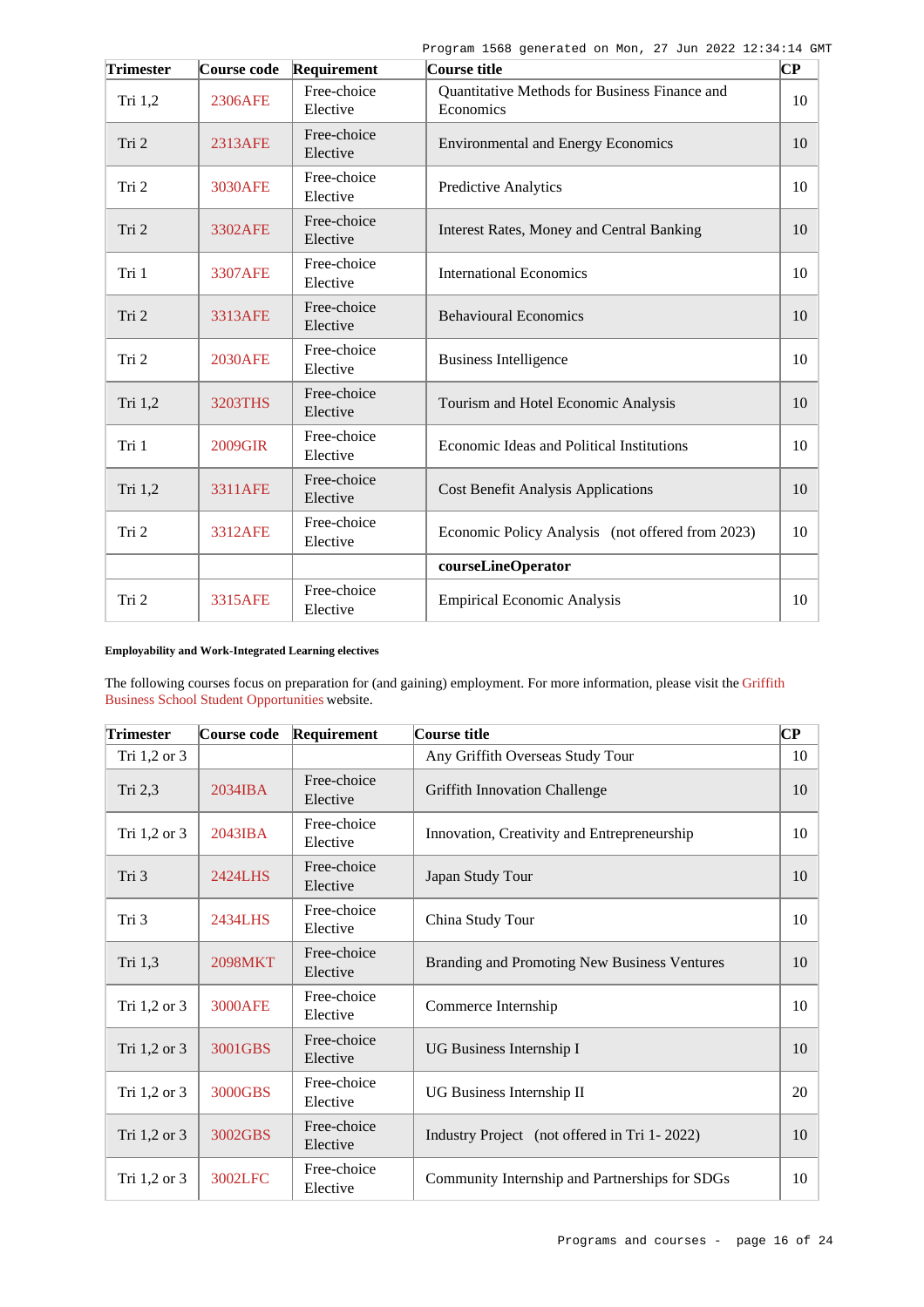| Trimester | Course code | Requirement | Course title | CP |
|---|---|---|---|---|
| Tri 1,2 | 2306AFE | Free-choice Elective | Quantitative Methods for Business Finance and Economics | 10 |
| Tri 2 | 2313AFE | Free-choice Elective | Environmental and Energy Economics | 10 |
| Tri 2 | 3030AFE | Free-choice Elective | Predictive Analytics | 10 |
| Tri 2 | 3302AFE | Free-choice Elective | Interest Rates, Money and Central Banking | 10 |
| Tri 1 | 3307AFE | Free-choice Elective | International Economics | 10 |
| Tri 2 | 3313AFE | Free-choice Elective | Behavioural Economics | 10 |
| Tri 2 | 2030AFE | Free-choice Elective | Business Intelligence | 10 |
| Tri 1,2 | 3203THS | Free-choice Elective | Tourism and Hotel Economic Analysis | 10 |
| Tri 1 | 2009GIR | Free-choice Elective | Economic Ideas and Political Institutions | 10 |
| Tri 1,2 | 3311AFE | Free-choice Elective | Cost Benefit Analysis Applications | 10 |
| Tri 2 | 3312AFE | Free-choice Elective | Economic Policy Analysis (not offered from 2023) | 10 |
| | | | **courseLineOperator** | |
| Tri 2 | 3315AFE | Free-choice Elective | Empirical Economic Analysis | 10 |

##### Employability and Work-Integrated Learning electives

The following courses focus on preparation for (and gaining) employment. For more information, please visit the Griffith Business School Student Opportunities website.

| Trimester | Course code | Requirement | Course title | CP |
|---|---|---|---|---|
| Tri 1,2 or 3 | | | Any Griffith Overseas Study Tour | 10 |
| Tri 2,3 | 2034IBA | Free-choice Elective | Griffith Innovation Challenge | 10 |
| Tri 1,2 or 3 | 2043IBA | Free-choice Elective | Innovation, Creativity and Entrepreneurship | 10 |
| Tri 3 | 2424LHS | Free-choice Elective | Japan Study Tour | 10 |
| Tri 3 | 2434LHS | Free-choice Elective | China Study Tour | 10 |
| Tri 1,3 | 2098MKT | Free-choice Elective | Branding and Promoting New Business Ventures | 10 |
| Tri 1,2 or 3 | 3000AFE | Free-choice Elective | Commerce Internship | 10 |
| Tri 1,2 or 3 | 3001GBS | Free-choice Elective | UG Business Internship I | 10 |
| Tri 1,2 or 3 | 3000GBS | Free-choice Elective | UG Business Internship II | 20 |
| Tri 1,2 or 3 | 3002GBS | Free-choice Elective | Industry Project (not offered in Tri 1- 2022) | 10 |
| Tri 1,2 or 3 | 3002LFC | Free-choice Elective | Community Internship and Partnerships for SDGs | 10 |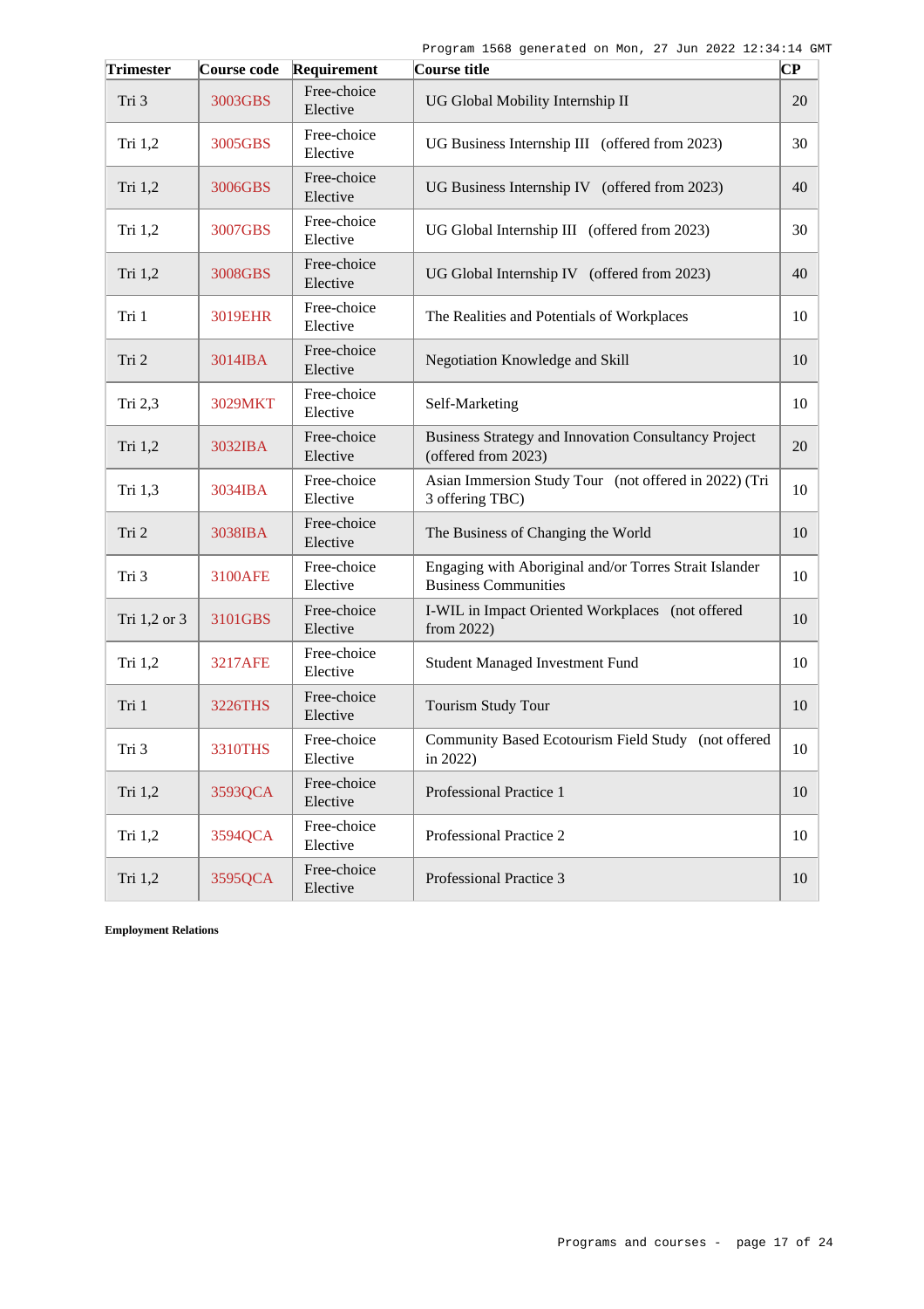| Trimester | Course code | Requirement | Course title | CP |
|---|---|---|---|---|
| Tri 3 | 3003GBS | Free-choice Elective | UG Global Mobility Internship II | 20 |
| Tri 1,2 | 3005GBS | Free-choice Elective | UG Business Internship III (offered from 2023) | 30 |
| Tri 1,2 | 3006GBS | Free-choice Elective | UG Business Internship IV (offered from 2023) | 40 |
| Tri 1,2 | 3007GBS | Free-choice Elective | UG Global Internship III (offered from 2023) | 30 |
| Tri 1,2 | 3008GBS | Free-choice Elective | UG Global Internship IV (offered from 2023) | 40 |
| Tri 1 | 3019EHR | Free-choice Elective | The Realities and Potentials of Workplaces | 10 |
| Tri 2 | 3014IBA | Free-choice Elective | Negotiation Knowledge and Skill | 10 |
| Tri 2,3 | 3029MKT | Free-choice Elective | Self-Marketing | 10 |
| Tri 1,2 | 3032IBA | Free-choice Elective | Business Strategy and Innovation Consultancy Project (offered from 2023) | 20 |
| Tri 1,3 | 3034IBA | Free-choice Elective | Asian Immersion Study Tour (not offered in 2022) (Tri 3 offering TBC) | 10 |
| Tri 2 | 3038IBA | Free-choice Elective | The Business of Changing the World | 10 |
| Tri 3 | 3100AFE | Free-choice Elective | Engaging with Aboriginal and/or Torres Strait Islander Business Communities | 10 |
| Tri 1,2 or 3 | 3101GBS | Free-choice Elective | I-WIL in Impact Oriented Workplaces (not offered from 2022) | 10 |
| Tri 1,2 | 3217AFE | Free-choice Elective | Student Managed Investment Fund | 10 |
| Tri 1 | 3226THS | Free-choice Elective | Tourism Study Tour | 10 |
| Tri 3 | 3310THS | Free-choice Elective | Community Based Ecotourism Field Study (not offered in 2022) | 10 |
| Tri 1,2 | 3593QCA | Free-choice Elective | Professional Practice 1 | 10 |
| Tri 1,2 | 3594QCA | Free-choice Elective | Professional Practice 2 | 10 |
| Tri 1,2 | 3595QCA | Free-choice Elective | Professional Practice 3 | 10 |

**Employment Relations**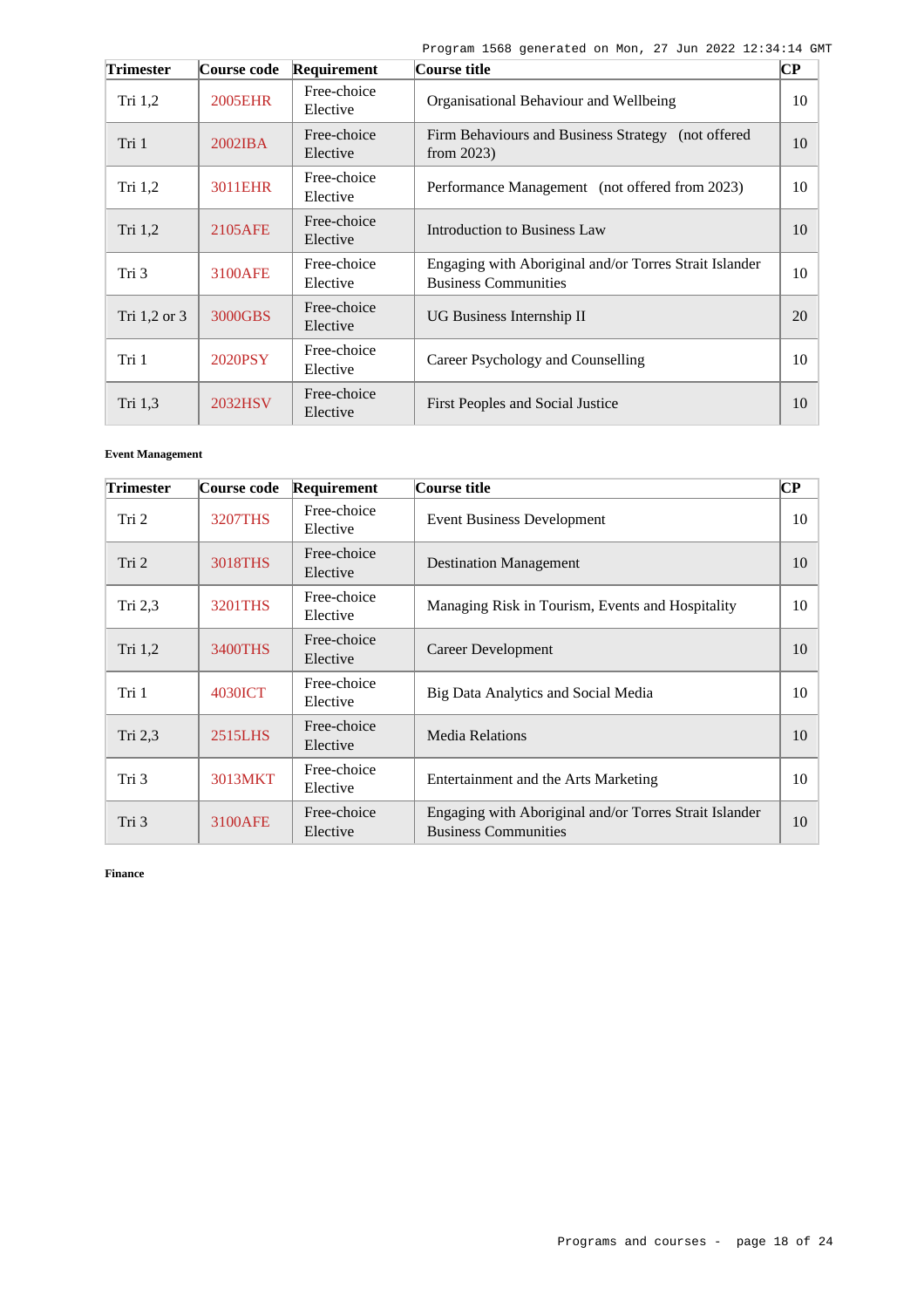| Trimester | Course code | Requirement | Course title | CP |
|---|---|---|---|---|
| Tri 1,2 | 2005EHR | Free-choice Elective | Organisational Behaviour and Wellbeing | 10 |
| Tri 1 | 2002IBA | Free-choice Elective | Firm Behaviours and Business Strategy (not offered from 2023) | 10 |
| Tri 1,2 | 3011EHR | Free-choice Elective | Performance Management (not offered from 2023) | 10 |
| Tri 1,2 | 2105AFE | Free-choice Elective | Introduction to Business Law | 10 |
| Tri 3 | 3100AFE | Free-choice Elective | Engaging with Aboriginal and/or Torres Strait Islander Business Communities | 10 |
| Tri 1,2 or 3 | 3000GBS | Free-choice Elective | UG Business Internship II | 20 |
| Tri 1 | 2020PSY | Free-choice Elective | Career Psychology and Counselling | 10 |
| Tri 1,3 | 2032HSV | Free-choice Elective | First Peoples and Social Justice | 10 |

**Event Management**

| Trimester | Course code | Requirement | Course title | CP |
|---|---|---|---|---|
| Tri 2 | 3207THS | Free-choice Elective | Event Business Development | 10 |
| Tri 2 | 3018THS | Free-choice Elective | Destination Management | 10 |
| Tri 2,3 | 3201THS | Free-choice Elective | Managing Risk in Tourism, Events and Hospitality | 10 |
| Tri 1,2 | 3400THS | Free-choice Elective | Career Development | 10 |
| Tri 1 | 4030ICT | Free-choice Elective | Big Data Analytics and Social Media | 10 |
| Tri 2,3 | 2515LHS | Free-choice Elective | Media Relations | 10 |
| Tri 3 | 3013MKT | Free-choice Elective | Entertainment and the Arts Marketing | 10 |
| Tri 3 | 3100AFE | Free-choice Elective | Engaging with Aboriginal and/or Torres Strait Islander Business Communities | 10 |

**Finance**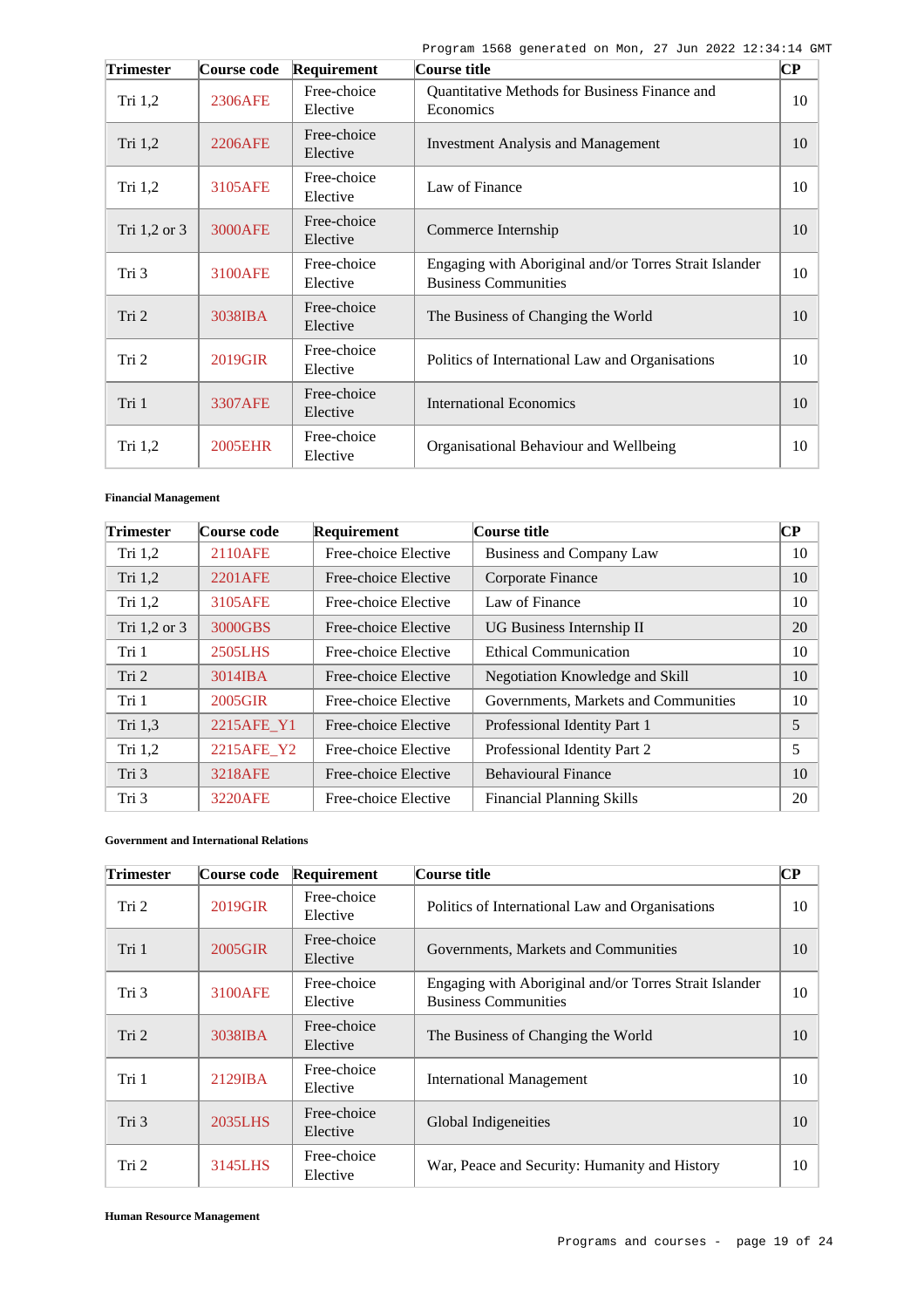| Trimester | Course code | Requirement | Course title | CP |
|---|---|---|---|---|
| Tri 1,2 | 2306AFE | Free-choice Elective | Quantitative Methods for Business Finance and Economics | 10 |
| Tri 1,2 | 2206AFE | Free-choice Elective | Investment Analysis and Management | 10 |
| Tri 1,2 | 3105AFE | Free-choice Elective | Law of Finance | 10 |
| Tri 1,2 or 3 | 3000AFE | Free-choice Elective | Commerce Internship | 10 |
| Tri 3 | 3100AFE | Free-choice Elective | Engaging with Aboriginal and/or Torres Strait Islander Business Communities | 10 |
| Tri 2 | 3038IBA | Free-choice Elective | The Business of Changing the World | 10 |
| Tri 2 | 2019GIR | Free-choice Elective | Politics of International Law and Organisations | 10 |
| Tri 1 | 3307AFE | Free-choice Elective | International Economics | 10 |
| Tri 1,2 | 2005EHR | Free-choice Elective | Organisational Behaviour and Wellbeing | 10 |

#### Financial Management

| Trimester | Course code | Requirement | Course title | CP |
|---|---|---|---|---|
| Tri 1,2 | 2110AFE | Free-choice Elective | Business and Company Law | 10 |
| Tri 1,2 | 2201AFE | Free-choice Elective | Corporate Finance | 10 |
| Tri 1,2 | 3105AFE | Free-choice Elective | Law of Finance | 10 |
| Tri 1,2 or 3 | 3000GBS | Free-choice Elective | UG Business Internship II | 20 |
| Tri 1 | 2505LHS | Free-choice Elective | Ethical Communication | 10 |
| Tri 2 | 3014IBA | Free-choice Elective | Negotiation Knowledge and Skill | 10 |
| Tri 1 | 2005GIR | Free-choice Elective | Governments, Markets and Communities | 10 |
| Tri 1,3 | 2215AFE_Y1 | Free-choice Elective | Professional Identity Part 1 | 5 |
| Tri 1,2 | 2215AFE_Y2 | Free-choice Elective | Professional Identity Part 2 | 5 |
| Tri 3 | 3218AFE | Free-choice Elective | Behavioural Finance | 10 |
| Tri 3 | 3220AFE | Free-choice Elective | Financial Planning Skills | 20 |

#### Government and International Relations

| Trimester | Course code | Requirement | Course title | CP |
|---|---|---|---|---|
| Tri 2 | 2019GIR | Free-choice Elective | Politics of International Law and Organisations | 10 |
| Tri 1 | 2005GIR | Free-choice Elective | Governments, Markets and Communities | 10 |
| Tri 3 | 3100AFE | Free-choice Elective | Engaging with Aboriginal and/or Torres Strait Islander Business Communities | 10 |
| Tri 2 | 3038IBA | Free-choice Elective | The Business of Changing the World | 10 |
| Tri 1 | 2129IBA | Free-choice Elective | International Management | 10 |
| Tri 3 | 2035LHS | Free-choice Elective | Global Indigeneities | 10 |
| Tri 2 | 3145LHS | Free-choice Elective | War, Peace and Security: Humanity and History | 10 |

#### Human Resource Management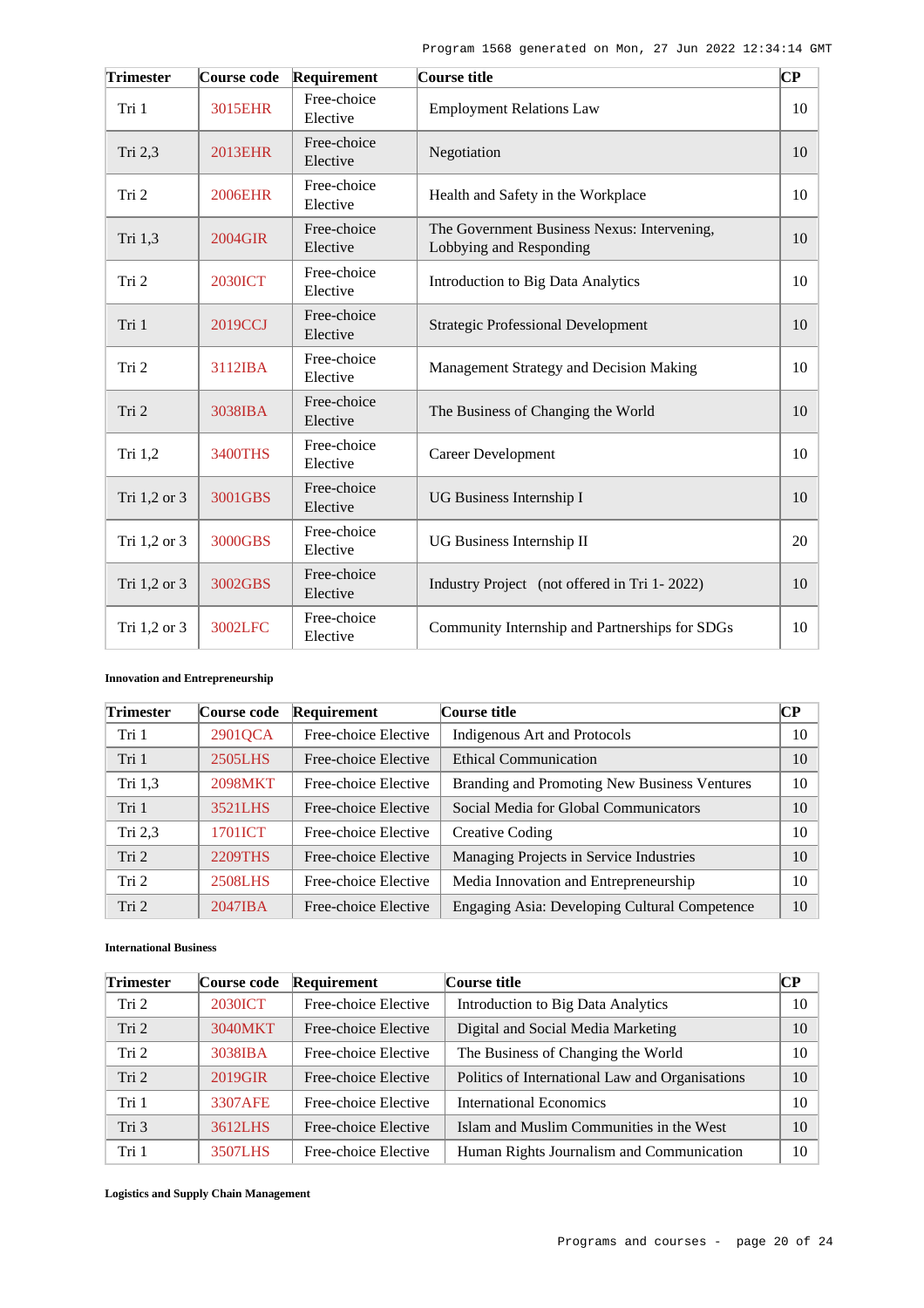| Trimester | Course code | Requirement | Course title | CP |
|---|---|---|---|---|
| Tri 1 | 3015EHR | Free-choice Elective | Employment Relations Law | 10 |
| Tri 2,3 | 2013EHR | Free-choice Elective | Negotiation | 10 |
| Tri 2 | 2006EHR | Free-choice Elective | Health and Safety in the Workplace | 10 |
| Tri 1,3 | 2004GIR | Free-choice Elective | The Government Business Nexus: Intervening, Lobbying and Responding | 10 |
| Tri 2 | 2030ICT | Free-choice Elective | Introduction to Big Data Analytics | 10 |
| Tri 1 | 2019CCJ | Free-choice Elective | Strategic Professional Development | 10 |
| Tri 2 | 3112IBA | Free-choice Elective | Management Strategy and Decision Making | 10 |
| Tri 2 | 3038IBA | Free-choice Elective | The Business of Changing the World | 10 |
| Tri 1,2 | 3400THS | Free-choice Elective | Career Development | 10 |
| Tri 1,2 or 3 | 3001GBS | Free-choice Elective | UG Business Internship I | 10 |
| Tri 1,2 or 3 | 3000GBS | Free-choice Elective | UG Business Internship II | 20 |
| Tri 1,2 or 3 | 3002GBS | Free-choice Elective | Industry Project (not offered in Tri 1- 2022) | 10 |
| Tri 1,2 or 3 | 3002LFC | Free-choice Elective | Community Internship and Partnerships for SDGs | 10 |

**Innovation and Entrepreneurship**

| Trimester | Course code | Requirement | Course title | CP |
|---|---|---|---|---|
| Tri 1 | 2901QCA | Free-choice Elective | Indigenous Art and Protocols | 10 |
| Tri 1 | 2505LHS | Free-choice Elective | Ethical Communication | 10 |
| Tri 1,3 | 2098MKT | Free-choice Elective | Branding and Promoting New Business Ventures | 10 |
| Tri 1 | 3521LHS | Free-choice Elective | Social Media for Global Communicators | 10 |
| Tri 2,3 | 1701ICT | Free-choice Elective | Creative Coding | 10 |
| Tri 2 | 2209THS | Free-choice Elective | Managing Projects in Service Industries | 10 |
| Tri 2 | 2508LHS | Free-choice Elective | Media Innovation and Entrepreneurship | 10 |
| Tri 2 | 2047IBA | Free-choice Elective | Engaging Asia: Developing Cultural Competence | 10 |

**International Business**

| Trimester | Course code | Requirement | Course title | CP |
|---|---|---|---|---|
| Tri 2 | 2030ICT | Free-choice Elective | Introduction to Big Data Analytics | 10 |
| Tri 2 | 3040MKT | Free-choice Elective | Digital and Social Media Marketing | 10 |
| Tri 2 | 3038IBA | Free-choice Elective | The Business of Changing the World | 10 |
| Tri 2 | 2019GIR | Free-choice Elective | Politics of International Law and Organisations | 10 |
| Tri 1 | 3307AFE | Free-choice Elective | International Economics | 10 |
| Tri 3 | 3612LHS | Free-choice Elective | Islam and Muslim Communities in the West | 10 |
| Tri 1 | 3507LHS | Free-choice Elective | Human Rights Journalism and Communication | 10 |

**Logistics and Supply Chain Management**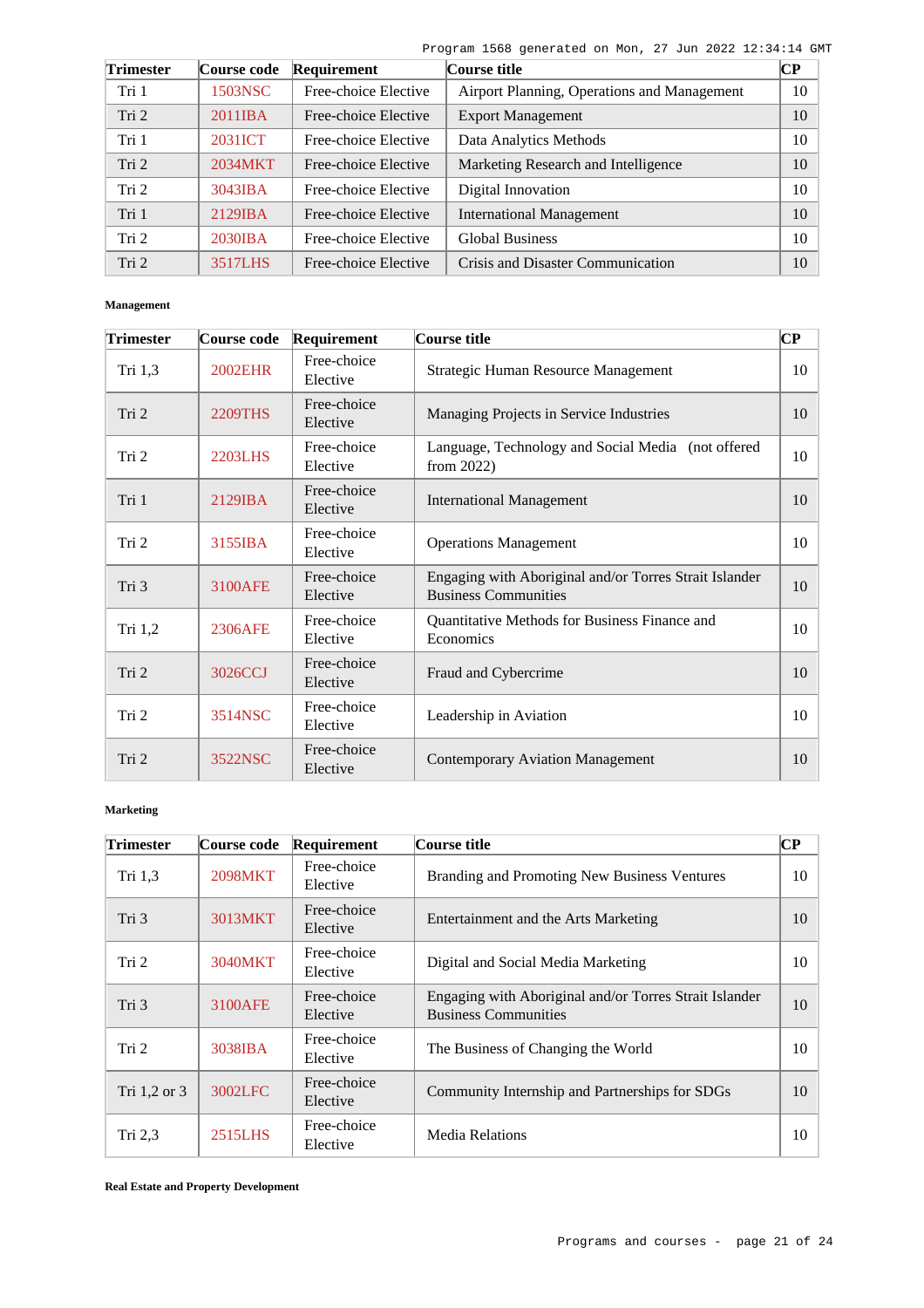| Trimester | Course code | Requirement | Course title | CP |
|---|---|---|---|---|
| Tri 1 | 1503NSC | Free-choice Elective | Airport Planning, Operations and Management | 10 |
| Tri 2 | 2011IBA | Free-choice Elective | Export Management | 10 |
| Tri 1 | 2031ICT | Free-choice Elective | Data Analytics Methods | 10 |
| Tri 2 | 2034MKT | Free-choice Elective | Marketing Research and Intelligence | 10 |
| Tri 2 | 3043IBA | Free-choice Elective | Digital Innovation | 10 |
| Tri 1 | 2129IBA | Free-choice Elective | International Management | 10 |
| Tri 2 | 2030IBA | Free-choice Elective | Global Business | 10 |
| Tri 2 | 3517LHS | Free-choice Elective | Crisis and Disaster Communication | 10 |

**Management**

| Trimester | Course code | Requirement | Course title | CP |
|---|---|---|---|---|
| Tri 1,3 | 2002EHR | Free-choice Elective | Strategic Human Resource Management | 10 |
| Tri 2 | 2209THS | Free-choice Elective | Managing Projects in Service Industries | 10 |
| Tri 2 | 2203LHS | Free-choice Elective | Language, Technology and Social Media (not offered from 2022) | 10 |
| Tri 1 | 2129IBA | Free-choice Elective | International Management | 10 |
| Tri 2 | 3155IBA | Free-choice Elective | Operations Management | 10 |
| Tri 3 | 3100AFE | Free-choice Elective | Engaging with Aboriginal and/or Torres Strait Islander Business Communities | 10 |
| Tri 1,2 | 2306AFE | Free-choice Elective | Quantitative Methods for Business Finance and Economics | 10 |
| Tri 2 | 3026CCJ | Free-choice Elective | Fraud and Cybercrime | 10 |
| Tri 2 | 3514NSC | Free-choice Elective | Leadership in Aviation | 10 |
| Tri 2 | 3522NSC | Free-choice Elective | Contemporary Aviation Management | 10 |

**Marketing**

| Trimester | Course code | Requirement | Course title | CP |
|---|---|---|---|---|
| Tri 1,3 | 2098MKT | Free-choice Elective | Branding and Promoting New Business Ventures | 10 |
| Tri 3 | 3013MKT | Free-choice Elective | Entertainment and the Arts Marketing | 10 |
| Tri 2 | 3040MKT | Free-choice Elective | Digital and Social Media Marketing | 10 |
| Tri 3 | 3100AFE | Free-choice Elective | Engaging with Aboriginal and/or Torres Strait Islander Business Communities | 10 |
| Tri 2 | 3038IBA | Free-choice Elective | The Business of Changing the World | 10 |
| Tri 1,2 or 3 | 3002LFC | Free-choice Elective | Community Internship and Partnerships for SDGs | 10 |
| Tri 2,3 | 2515LHS | Free-choice Elective | Media Relations | 10 |

**Real Estate and Property Development**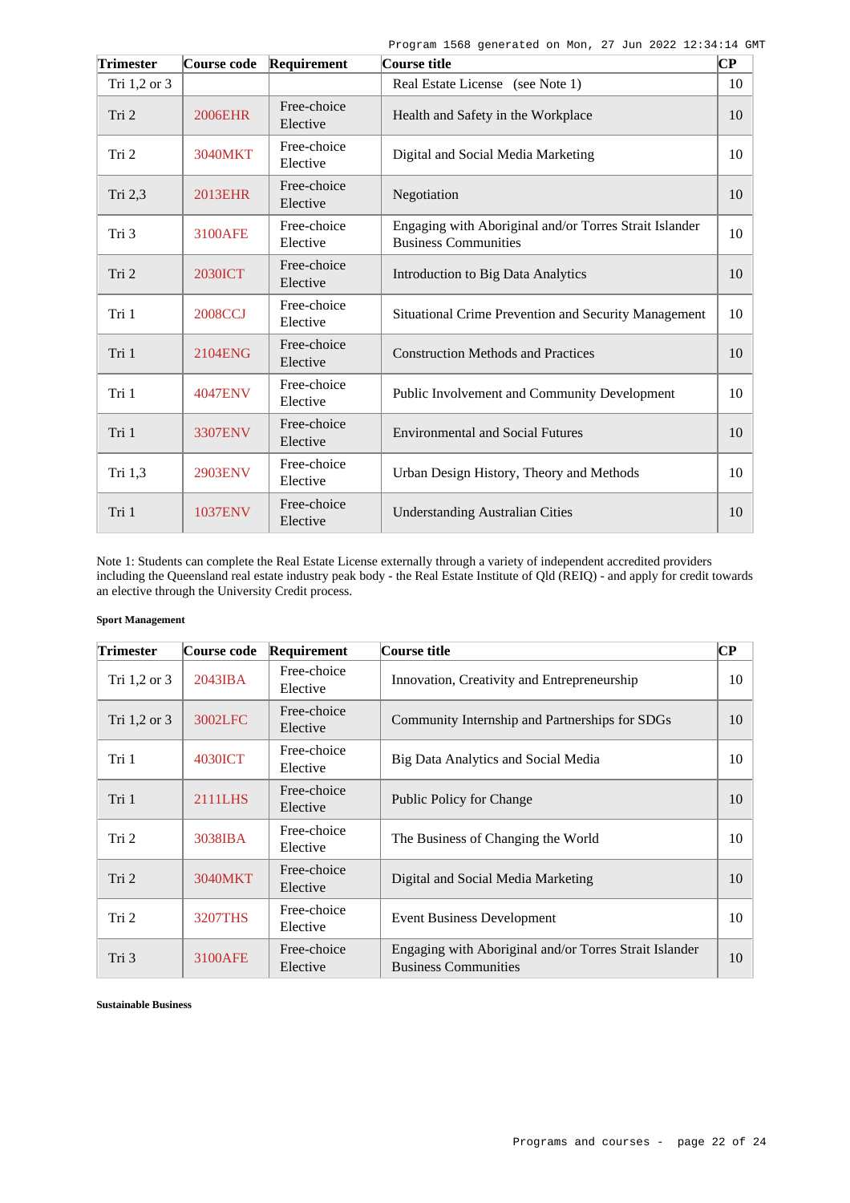| Trimester | Course code | Requirement | Course title | CP |
|---|---|---|---|---|
| Tri 1,2 or 3 | | | Real Estate License (see Note 1) | 10 |
| Tri 2 | 2006EHR | Free-choice Elective | Health and Safety in the Workplace | 10 |
| Tri 2 | 3040MKT | Free-choice Elective | Digital and Social Media Marketing | 10 |
| Tri 2,3 | 2013EHR | Free-choice Elective | Negotiation | 10 |
| Tri 3 | 3100AFE | Free-choice Elective | Engaging with Aboriginal and/or Torres Strait Islander Business Communities | 10 |
| Tri 2 | 2030ICT | Free-choice Elective | Introduction to Big Data Analytics | 10 |
| Tri 1 | 2008CCJ | Free-choice Elective | Situational Crime Prevention and Security Management | 10 |
| Tri 1 | 2104ENG | Free-choice Elective | Construction Methods and Practices | 10 |
| Tri 1 | 4047ENV | Free-choice Elective | Public Involvement and Community Development | 10 |
| Tri 1 | 3307ENV | Free-choice Elective | Environmental and Social Futures | 10 |
| Tri 1,3 | 2903ENV | Free-choice Elective | Urban Design History, Theory and Methods | 10 |
| Tri 1 | 1037ENV | Free-choice Elective | Understanding Australian Cities | 10 |

Note 1: Students can complete the Real Estate License externally through a variety of independent accredited providers including the Queensland real estate industry peak body - the Real Estate Institute of Qld (REIQ) - and apply for credit towards an elective through the University Credit process.

**Sport Management**

| Trimester | Course code | Requirement | Course title | CP |
|---|---|---|---|---|
| Tri 1,2 or 3 | 2043IBA | Free-choice Elective | Innovation, Creativity and Entrepreneurship | 10 |
| Tri 1,2 or 3 | 3002LFC | Free-choice Elective | Community Internship and Partnerships for SDGs | 10 |
| Tri 1 | 4030ICT | Free-choice Elective | Big Data Analytics and Social Media | 10 |
| Tri 1 | 2111LHS | Free-choice Elective | Public Policy for Change | 10 |
| Tri 2 | 3038IBA | Free-choice Elective | The Business of Changing the World | 10 |
| Tri 2 | 3040MKT | Free-choice Elective | Digital and Social Media Marketing | 10 |
| Tri 2 | 3207THS | Free-choice Elective | Event Business Development | 10 |
| Tri 3 | 3100AFE | Free-choice Elective | Engaging with Aboriginal and/or Torres Strait Islander Business Communities | 10 |

**Sustainable Business**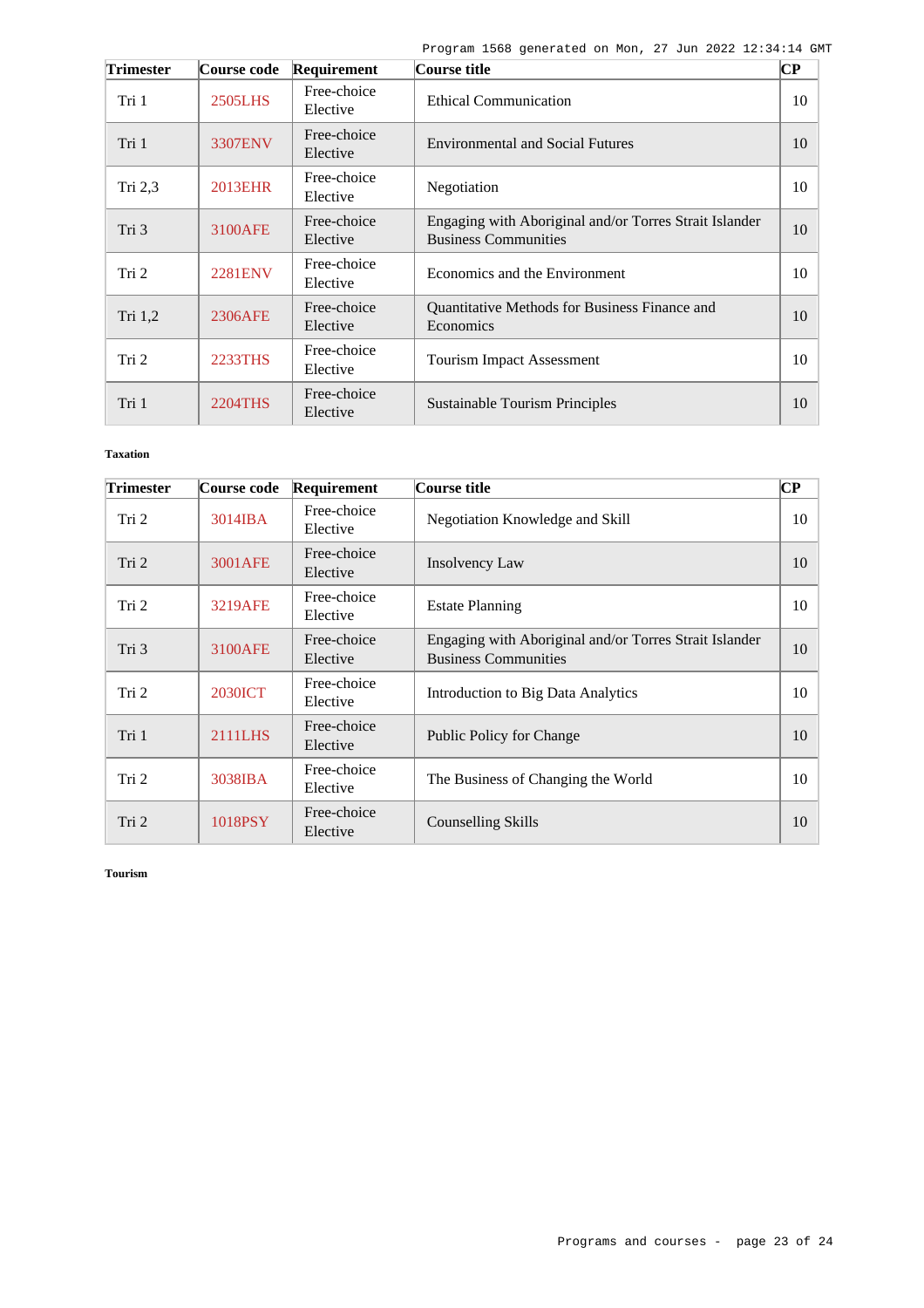| Trimester | Course code | Requirement | Course title | CP |
| --- | --- | --- | --- | --- |
| Tri 1 | 2505LHS | Free-choice Elective | Ethical Communication | 10 |
| Tri 1 | 3307ENV | Free-choice Elective | Environmental and Social Futures | 10 |
| Tri 2,3 | 2013EHR | Free-choice Elective | Negotiation | 10 |
| Tri 3 | 3100AFE | Free-choice Elective | Engaging with Aboriginal and/or Torres Strait Islander Business Communities | 10 |
| Tri 2 | 2281ENV | Free-choice Elective | Economics and the Environment | 10 |
| Tri 1,2 | 2306AFE | Free-choice Elective | Quantitative Methods for Business Finance and Economics | 10 |
| Tri 2 | 2233THS | Free-choice Elective | Tourism Impact Assessment | 10 |
| Tri 1 | 2204THS | Free-choice Elective | Sustainable Tourism Principles | 10 |

**Taxation**

| Trimester | Course code | Requirement | Course title | CP |
| --- | --- | --- | --- | --- |
| Tri 2 | 3014IBA | Free-choice Elective | Negotiation Knowledge and Skill | 10 |
| Tri 2 | 3001AFE | Free-choice Elective | Insolvency Law | 10 |
| Tri 2 | 3219AFE | Free-choice Elective | Estate Planning | 10 |
| Tri 3 | 3100AFE | Free-choice Elective | Engaging with Aboriginal and/or Torres Strait Islander Business Communities | 10 |
| Tri 2 | 2030ICT | Free-choice Elective | Introduction to Big Data Analytics | 10 |
| Tri 1 | 2111LHS | Free-choice Elective | Public Policy for Change | 10 |
| Tri 2 | 3038IBA | Free-choice Elective | The Business of Changing the World | 10 |
| Tri 2 | 1018PSY | Free-choice Elective | Counselling Skills | 10 |

**Tourism**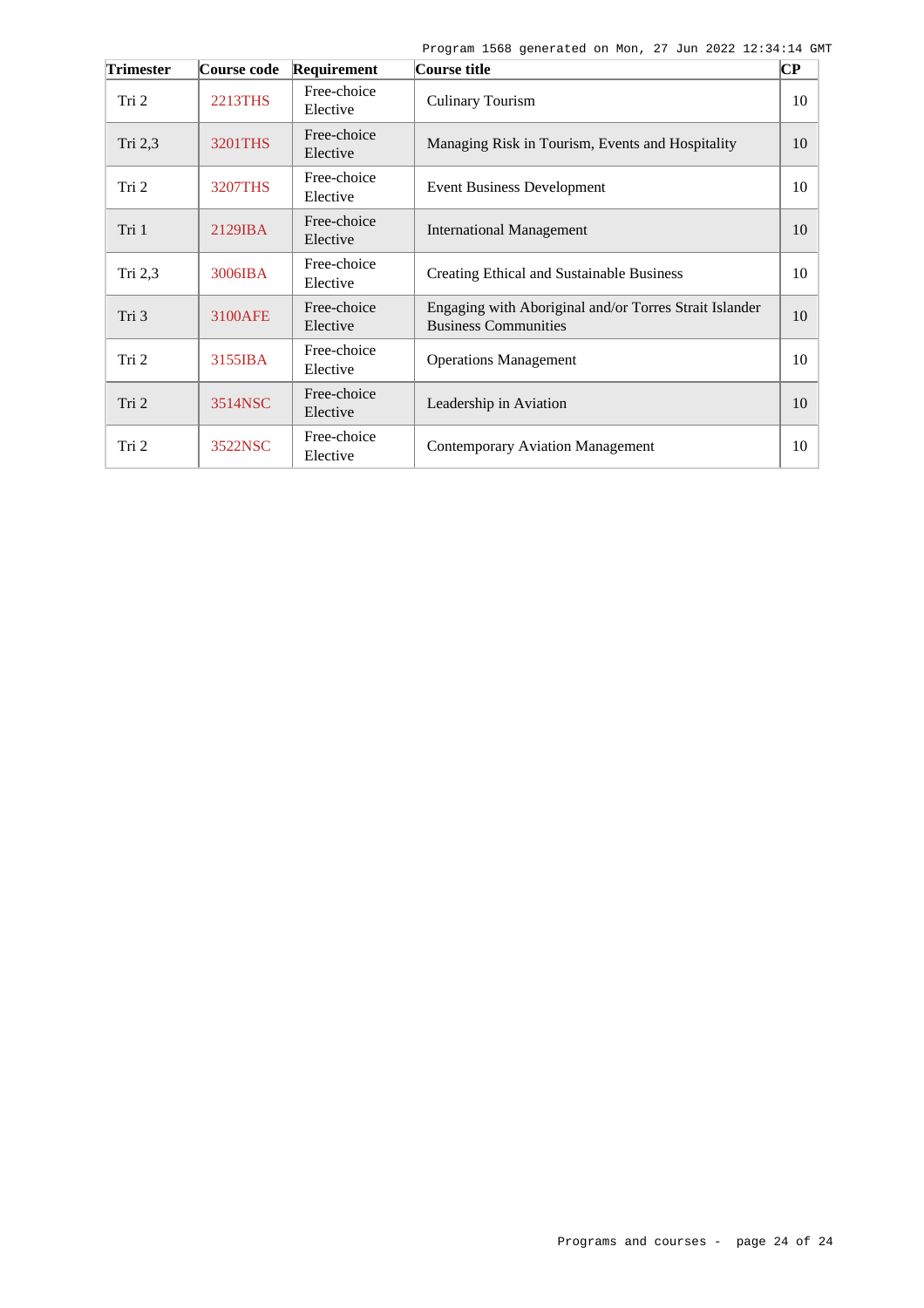| Trimester | Course code | Requirement | Course title | CP |
|---|---|---|---|---|
| Tri 2 | 2213THS | Free-choice Elective | Culinary Tourism | 10 |
| Tri 2,3 | 3201THS | Free-choice Elective | Managing Risk in Tourism, Events and Hospitality | 10 |
| Tri 2 | 3207THS | Free-choice Elective | Event Business Development | 10 |
| Tri 1 | 2129IBA | Free-choice Elective | International Management | 10 |
| Tri 2,3 | 3006IBA | Free-choice Elective | Creating Ethical and Sustainable Business | 10 |
| Tri 3 | 3100AFE | Free-choice Elective | Engaging with Aboriginal and/or Torres Strait Islander Business Communities | 10 |
| Tri 2 | 3155IBA | Free-choice Elective | Operations Management | 10 |
| Tri 2 | 3514NSC | Free-choice Elective | Leadership in Aviation | 10 |
| Tri 2 | 3522NSC | Free-choice Elective | Contemporary Aviation Management | 10 |